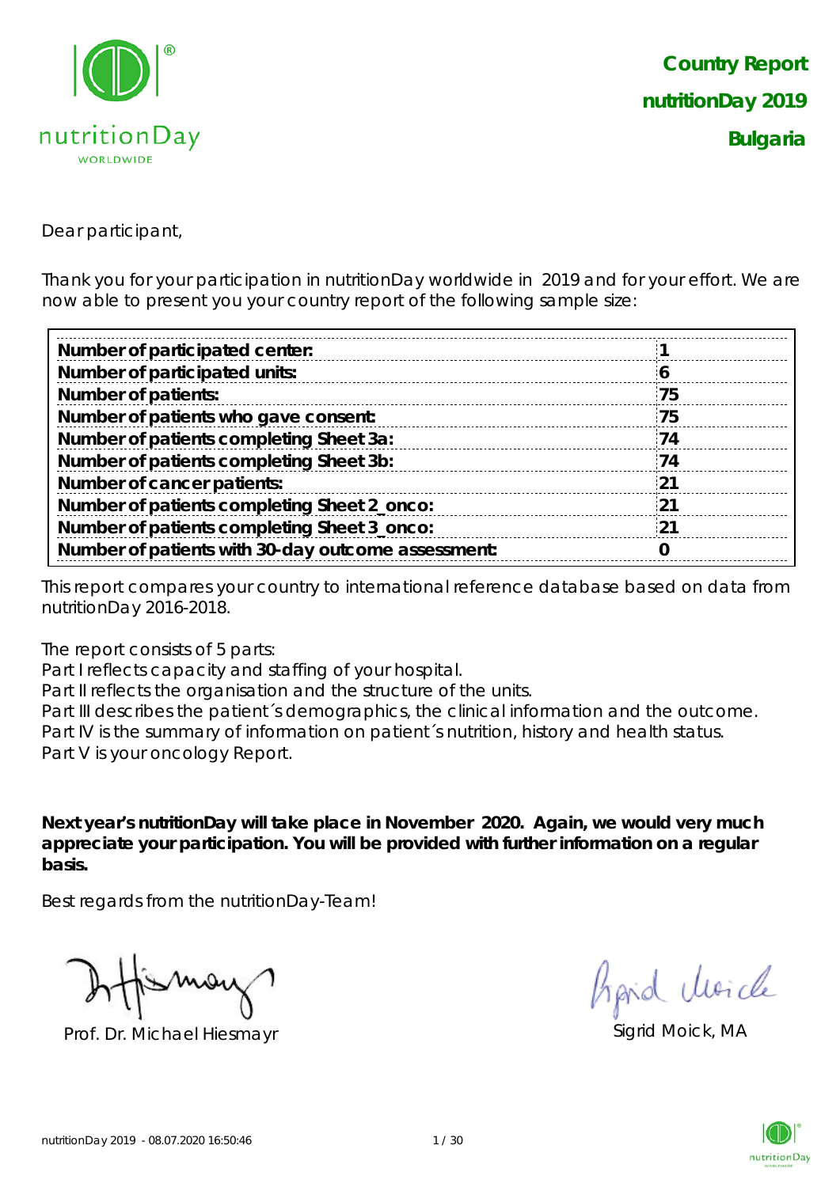**Country Report**

**nutritionDay 2019**

**Bulgaria**

Dear participant,

Thank you for your participation in nutritionDay worldwide in 2019 and for your effort. We are now able to present you your country report of the following sample size:

| | |
|---|---|
| **Number of participated center:** | **1** |
| **Number of participated units:** | **6** |
| **Number of patients:** | **75** |
| **Number of patients who gave consent:** | **75** |
| **Number of patients completing Sheet 3a:** | **74** |
| **Number of patients completing Sheet 3b:** | **74** |
| **Number of cancer patients:** | **21** |
| **Number of patients completing Sheet 2_onco:** | **21** |
| **Number of patients completing Sheet 3_onco:** | **21** |
| **Number of patients with 30-day outcome assessment:** | **0** |

This report compares your country to international reference database based on data from nutritionDay 2016-2018.

The report consists of 5 parts:
Part I reflects capacity and staffing of your hospital.
Part II reflects the organisation and the structure of the units.
Part III describes the patient´s demographics, the clinical information and the outcome.
Part IV is the summary of information on patient´s nutrition, history and health status.
Part V is your oncology Report.

**Next year's nutritionDay will take place in November 2020. Again, we would very much appreciate your participation. You will be provided with further information on a regular basis.**

Best regards from the nutritionDay-Team!

Prof. Dr. Michael Hiesmayr

Sigrid Moick, MA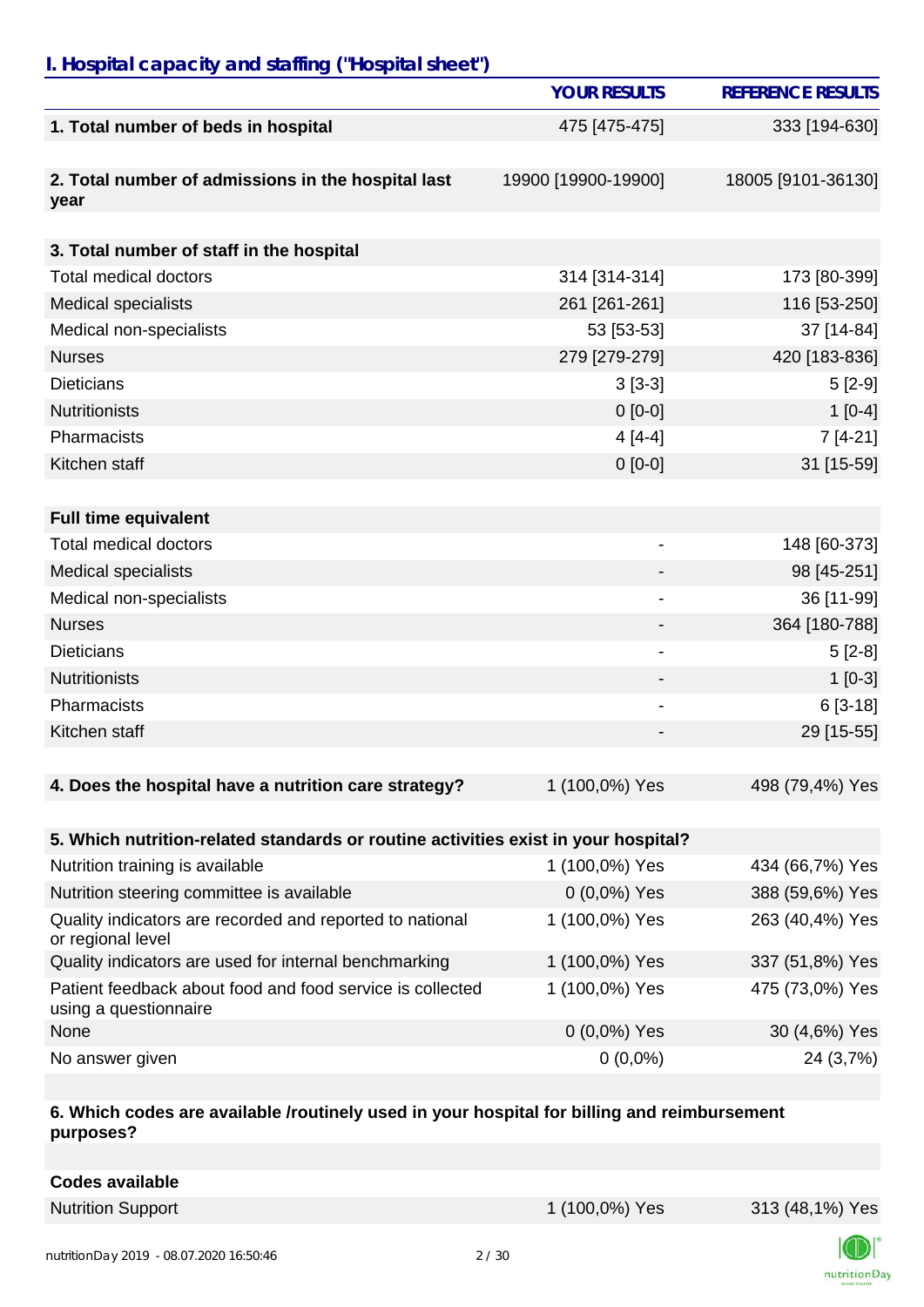## I. Hospital capacity and staffing ("Hospital sheet")

| | YOUR RESULTS | REFERENCE RESULTS |
|---|---|---|
| **1. Total number of beds in hospital** | 475 [475-475] | 333 [194-630] |
| **2. Total number of admissions in the hospital last year** | 19900 [19900-19900] | 18005 [9101-36130] |
| **3. Total number of staff in the hospital** | | |
| Total medical doctors | 314 [314-314] | 173 [80-399] |
| Medical specialists | 261 [261-261] | 116 [53-250] |
| Medical non-specialists | 53 [53-53] | 37 [14-84] |
| Nurses | 279 [279-279] | 420 [183-836] |
| Dieticians | 3 [3-3] | 5 [2-9] |
| Nutritionists | 0 [0-0] | 1 [0-4] |
| Pharmacists | 4 [4-4] | 7 [4-21] |
| Kitchen staff | 0 [0-0] | 31 [15-59] |
| **Full time equivalent** | | |
| Total medical doctors | - | 148 [60-373] |
| Medical specialists | - | 98 [45-251] |
| Medical non-specialists | - | 36 [11-99] |
| Nurses | - | 364 [180-788] |
| Dieticians | - | 5 [2-8] |
| Nutritionists | - | 1 [0-3] |
| Pharmacists | - | 6 [3-18] |
| Kitchen staff | - | 29 [15-55] |
| **4. Does the hospital have a nutrition care strategy?** | 1 (100,0%) Yes | 498 (79,4%) Yes |
| **5. Which nutrition-related standards or routine activities exist in your hospital?** | | |
| Nutrition training is available | 1 (100,0%) Yes | 434 (66,7%) Yes |
| Nutrition steering committee is available | 0 (0,0%) Yes | 388 (59,6%) Yes |
| Quality indicators are recorded and reported to national or regional level | 1 (100,0%) Yes | 263 (40,4%) Yes |
| Quality indicators are used for internal benchmarking | 1 (100,0%) Yes | 337 (51,8%) Yes |
| Patient feedback about food and food service is collected using a questionnaire | 1 (100,0%) Yes | 475 (73,0%) Yes |
| None | 0 (0,0%) Yes | 30 (4,6%) Yes |
| No answer given | 0 (0,0%) | 24 (3,7%) |
| **6. Which codes are available /routinely used in your hospital for billing and reimbursement purposes?** | | |
| **Codes available** | | |
| Nutrition Support | 1 (100,0%) Yes | 313 (48,1%) Yes |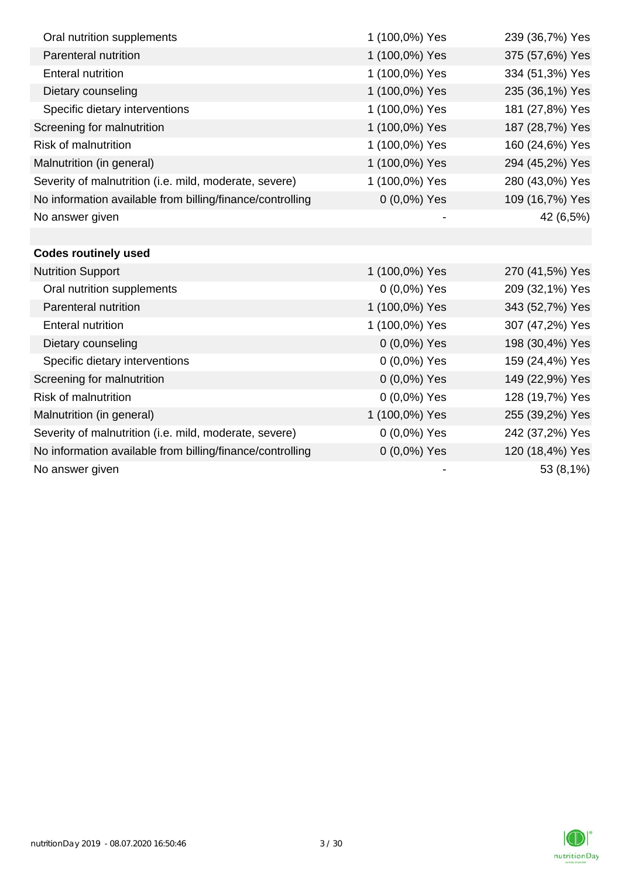| | | |
|---|---|---|
| Oral nutrition supplements | 1 (100,0%) Yes | 239 (36,7%) Yes |
| Parenteral nutrition | 1 (100,0%) Yes | 375 (57,6%) Yes |
| Enteral nutrition | 1 (100,0%) Yes | 334 (51,3%) Yes |
| Dietary counseling | 1 (100,0%) Yes | 235 (36,1%) Yes |
| Specific dietary interventions | 1 (100,0%) Yes | 181 (27,8%) Yes |
| Screening for malnutrition | 1 (100,0%) Yes | 187 (28,7%) Yes |
| Risk of malnutrition | 1 (100,0%) Yes | 160 (24,6%) Yes |
| Malnutrition (in general) | 1 (100,0%) Yes | 294 (45,2%) Yes |
| Severity of malnutrition (i.e. mild, moderate, severe) | 1 (100,0%) Yes | 280 (43,0%) Yes |
| No information available from billing/finance/controlling | 0 (0,0%) Yes | 109 (16,7%) Yes |
| No answer given | - | 42 (6,5%) |
| | | |
| **Codes routinely used** | | |
| Nutrition Support | 1 (100,0%) Yes | 270 (41,5%) Yes |
| Oral nutrition supplements | 0 (0,0%) Yes | 209 (32,1%) Yes |
| Parenteral nutrition | 1 (100,0%) Yes | 343 (52,7%) Yes |
| Enteral nutrition | 1 (100,0%) Yes | 307 (47,2%) Yes |
| Dietary counseling | 0 (0,0%) Yes | 198 (30,4%) Yes |
| Specific dietary interventions | 0 (0,0%) Yes | 159 (24,4%) Yes |
| Screening for malnutrition | 0 (0,0%) Yes | 149 (22,9%) Yes |
| Risk of malnutrition | 0 (0,0%) Yes | 128 (19,7%) Yes |
| Malnutrition (in general) | 1 (100,0%) Yes | 255 (39,2%) Yes |
| Severity of malnutrition (i.e. mild, moderate, severe) | 0 (0,0%) Yes | 242 (37,2%) Yes |
| No information available from billing/finance/controlling | 0 (0,0%) Yes | 120 (18,4%) Yes |
| No answer given | - | 53 (8,1%) |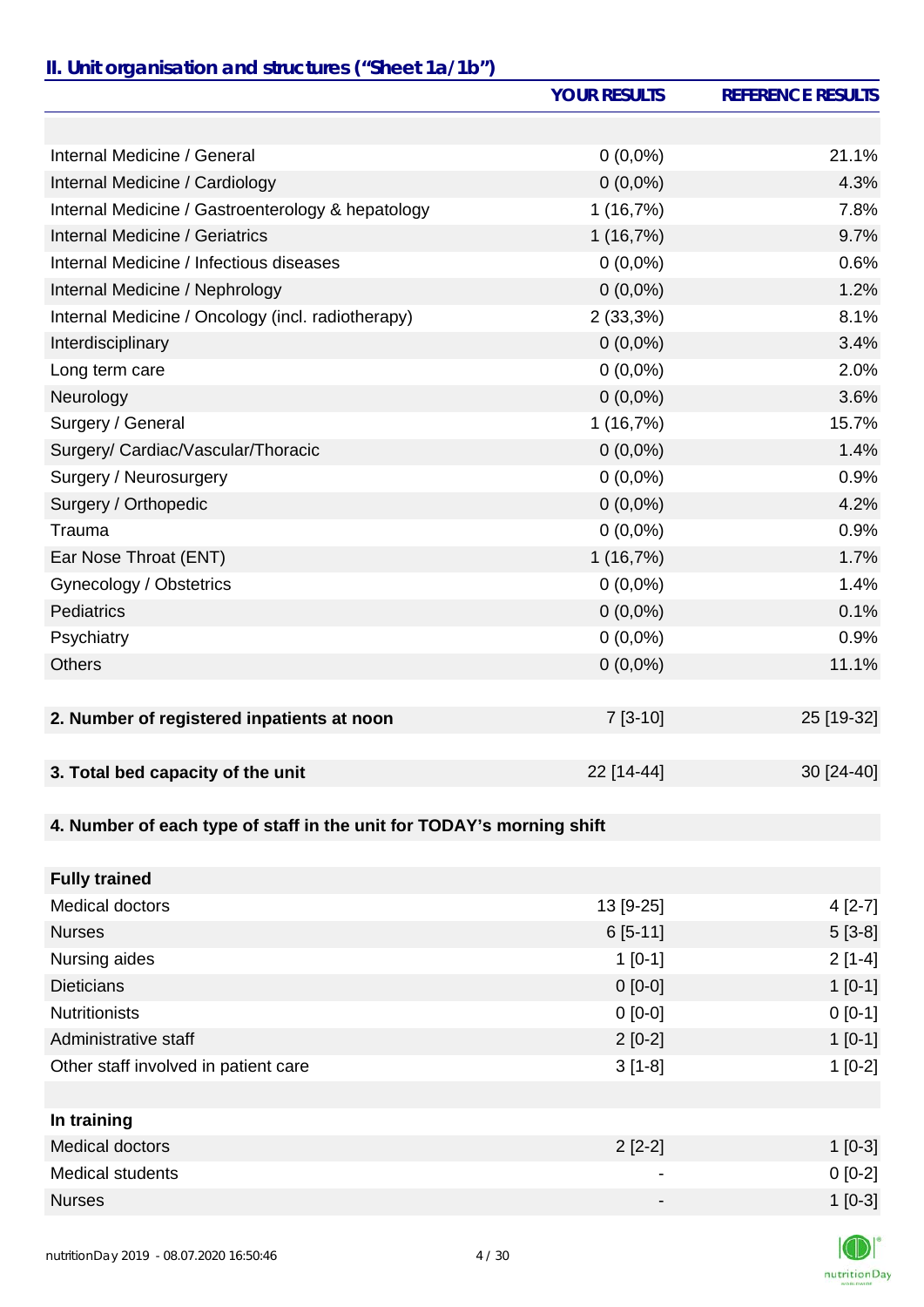## II. Unit organisation and structures ("Sheet 1a/1b")

| | YOUR RESULTS | REFERENCE RESULTS |
|---|---|---|
| | | |
| Internal Medicine / General | 0 (0,0%) | 21.1% |
| Internal Medicine / Cardiology | 0 (0,0%) | 4.3% |
| Internal Medicine / Gastroenterology & hepatology | 1 (16,7%) | 7.8% |
| Internal Medicine / Geriatrics | 1 (16,7%) | 9.7% |
| Internal Medicine / Infectious diseases | 0 (0,0%) | 0.6% |
| Internal Medicine / Nephrology | 0 (0,0%) | 1.2% |
| Internal Medicine / Oncology (incl. radiotherapy) | 2 (33,3%) | 8.1% |
| Interdisciplinary | 0 (0,0%) | 3.4% |
| Long term care | 0 (0,0%) | 2.0% |
| Neurology | 0 (0,0%) | 3.6% |
| Surgery / General | 1 (16,7%) | 15.7% |
| Surgery/ Cardiac/Vascular/Thoracic | 0 (0,0%) | 1.4% |
| Surgery / Neurosurgery | 0 (0,0%) | 0.9% |
| Surgery / Orthopedic | 0 (0,0%) | 4.2% |
| Trauma | 0 (0,0%) | 0.9% |
| Ear Nose Throat (ENT) | 1 (16,7%) | 1.7% |
| Gynecology / Obstetrics | 0 (0,0%) | 1.4% |
| Pediatrics | 0 (0,0%) | 0.1% |
| Psychiatry | 0 (0,0%) | 0.9% |
| Others | 0 (0,0%) | 11.1% |
| | | |
| **2. Number of registered inpatients at noon** | 7 [3-10] | 25 [19-32] |
| | | |
| **3. Total bed capacity of the unit** | 22 [14-44] | 30 [24-40] |
| | | |
| **4. Number of each type of staff in the unit for TODAY's morning shift** | | |
| | | |
| **Fully trained** | | |
| Medical doctors | 13 [9-25] | 4 [2-7] |
| Nurses | 6 [5-11] | 5 [3-8] |
| Nursing aides | 1 [0-1] | 2 [1-4] |
| Dieticians | 0 [0-0] | 1 [0-1] |
| Nutritionists | 0 [0-0] | 0 [0-1] |
| Administrative staff | 2 [0-2] | 1 [0-1] |
| Other staff involved in patient care | 3 [1-8] | 1 [0-2] |
| | | |
| **In training** | | |
| Medical doctors | 2 [2-2] | 1 [0-3] |
| Medical students | - | 0 [0-2] |
| Nurses | - | 1 [0-3] |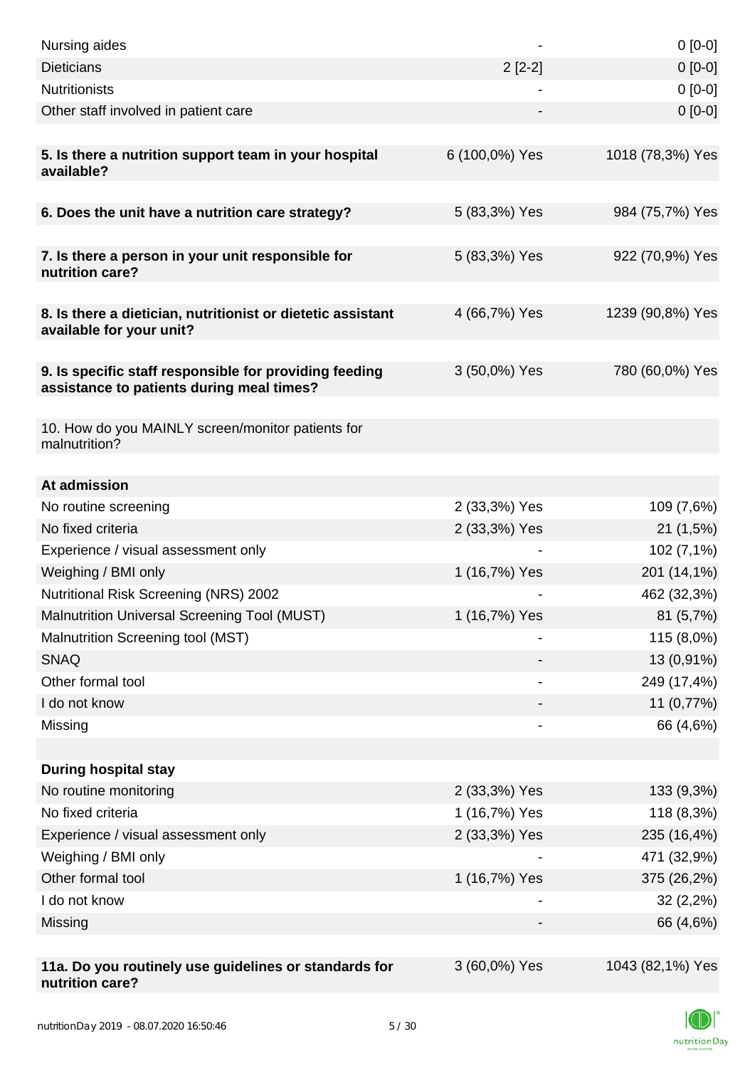| | | |
|---|---|---|
| Nursing aides | - | 0 [0-0] |
| Dieticians | 2 [2-2] | 0 [0-0] |
| Nutritionists | - | 0 [0-0] |
| Other staff involved in patient care | - | 0 [0-0] |
| | | |
| **5. Is there a nutrition support team in your hospital available?** | 6 (100,0%) Yes | 1018 (78,3%) Yes |
| | | |
| **6. Does the unit have a nutrition care strategy?** | 5 (83,3%) Yes | 984 (75,7%) Yes |
| | | |
| **7. Is there a person in your unit responsible for nutrition care?** | 5 (83,3%) Yes | 922 (70,9%) Yes |
| | | |
| **8. Is there a dietician, nutritionist or dietetic assistant available for your unit?** | 4 (66,7%) Yes | 1239 (90,8%) Yes |
| | | |
| **9. Is specific staff responsible for providing feeding assistance to patients during meal times?** | 3 (50,0%) Yes | 780 (60,0%) Yes |
| | | |
| 10. How do you MAINLY screen/monitor patients for malnutrition? | | |
| | | |
| **At admission** | | |
| No routine screening | 2 (33,3%) Yes | 109 (7,6%) |
| No fixed criteria | 2 (33,3%) Yes | 21 (1,5%) |
| Experience / visual assessment only | - | 102 (7,1%) |
| Weighing / BMI only | 1 (16,7%) Yes | 201 (14,1%) |
| Nutritional Risk Screening (NRS) 2002 | - | 462 (32,3%) |
| Malnutrition Universal Screening Tool (MUST) | 1 (16,7%) Yes | 81 (5,7%) |
| Malnutrition Screening tool (MST) | - | 115 (8,0%) |
| SNAQ | - | 13 (0,91%) |
| Other formal tool | - | 249 (17,4%) |
| I do not know | - | 11 (0,77%) |
| Missing | - | 66 (4,6%) |
| | | |
| **During hospital stay** | | |
| No routine monitoring | 2 (33,3%) Yes | 133 (9,3%) |
| No fixed criteria | 1 (16,7%) Yes | 118 (8,3%) |
| Experience / visual assessment only | 2 (33,3%) Yes | 235 (16,4%) |
| Weighing / BMI only | - | 471 (32,9%) |
| Other formal tool | 1 (16,7%) Yes | 375 (26,2%) |
| I do not know | - | 32 (2,2%) |
| Missing | - | 66 (4,6%) |
| | | |
| **11a. Do you routinely use guidelines or standards for nutrition care?** | 3 (60,0%) Yes | 1043 (82,1%) Yes |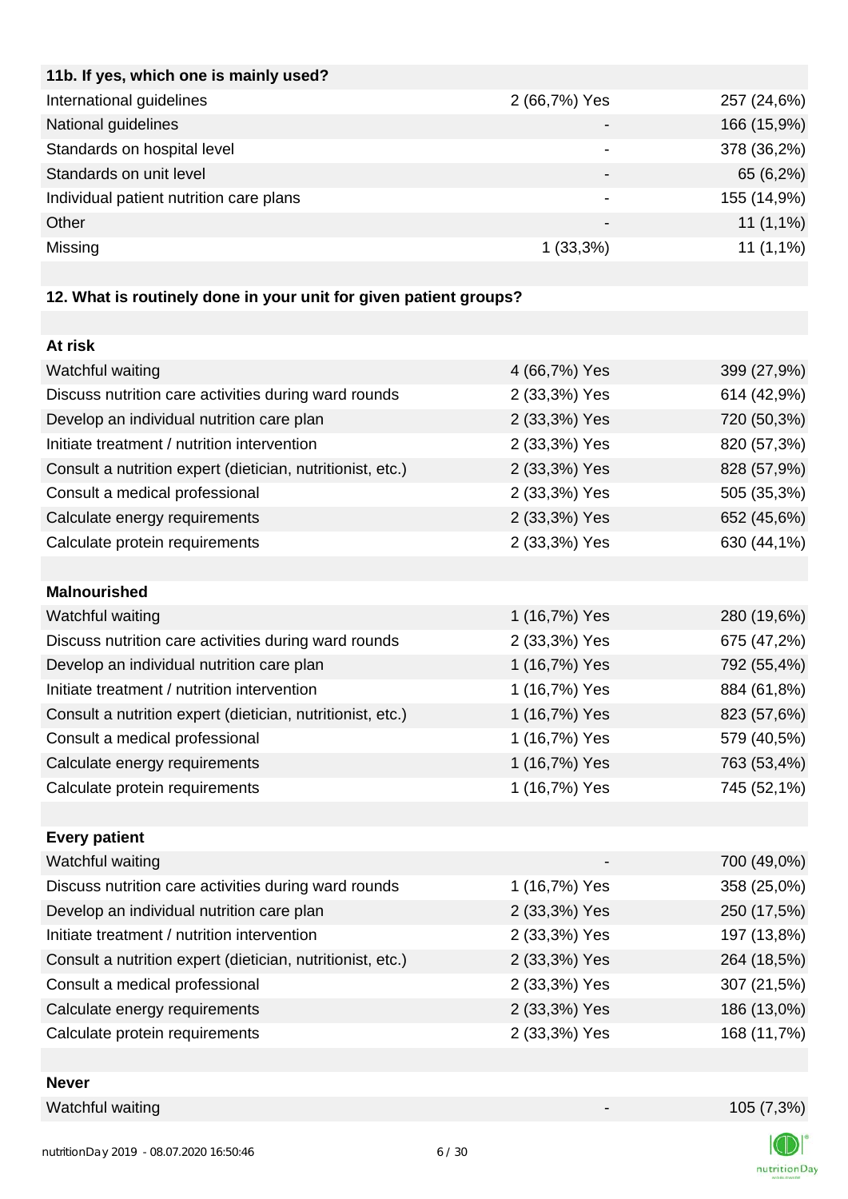| 11b. If yes, which one is mainly used? | | |
| --- | --- | --- |
| International guidelines | 2 (66,7%) Yes | 257 (24,6%) |
| National guidelines | - | 166 (15,9%) |
| Standards on hospital level | - | 378 (36,2%) |
| Standards on unit level | - | 65 (6,2%) |
| Individual patient nutrition care plans | - | 155 (14,9%) |
| Other | - | 11 (1,1%) |
| Missing | 1 (33,3%) | 11 (1,1%) |

**12. What is routinely done in your unit for given patient groups?**

| At risk | | |
| --- | --- | --- |
| Watchful waiting | 4 (66,7%) Yes | 399 (27,9%) |
| Discuss nutrition care activities during ward rounds | 2 (33,3%) Yes | 614 (42,9%) |
| Develop an individual nutrition care plan | 2 (33,3%) Yes | 720 (50,3%) |
| Initiate treatment / nutrition intervention | 2 (33,3%) Yes | 820 (57,3%) |
| Consult a nutrition expert (dietician, nutritionist, etc.) | 2 (33,3%) Yes | 828 (57,9%) |
| Consult a medical professional | 2 (33,3%) Yes | 505 (35,3%) |
| Calculate energy requirements | 2 (33,3%) Yes | 652 (45,6%) |
| Calculate protein requirements | 2 (33,3%) Yes | 630 (44,1%) |

| Malnourished | | |
| --- | --- | --- |
| Watchful waiting | 1 (16,7%) Yes | 280 (19,6%) |
| Discuss nutrition care activities during ward rounds | 2 (33,3%) Yes | 675 (47,2%) |
| Develop an individual nutrition care plan | 1 (16,7%) Yes | 792 (55,4%) |
| Initiate treatment / nutrition intervention | 1 (16,7%) Yes | 884 (61,8%) |
| Consult a nutrition expert (dietician, nutritionist, etc.) | 1 (16,7%) Yes | 823 (57,6%) |
| Consult a medical professional | 1 (16,7%) Yes | 579 (40,5%) |
| Calculate energy requirements | 1 (16,7%) Yes | 763 (53,4%) |
| Calculate protein requirements | 1 (16,7%) Yes | 745 (52,1%) |

| Every patient | | |
| --- | --- | --- |
| Watchful waiting | - | 700 (49,0%) |
| Discuss nutrition care activities during ward rounds | 1 (16,7%) Yes | 358 (25,0%) |
| Develop an individual nutrition care plan | 2 (33,3%) Yes | 250 (17,5%) |
| Initiate treatment / nutrition intervention | 2 (33,3%) Yes | 197 (13,8%) |
| Consult a nutrition expert (dietician, nutritionist, etc.) | 2 (33,3%) Yes | 264 (18,5%) |
| Consult a medical professional | 2 (33,3%) Yes | 307 (21,5%) |
| Calculate energy requirements | 2 (33,3%) Yes | 186 (13,0%) |
| Calculate protein requirements | 2 (33,3%) Yes | 168 (11,7%) |

| Never | | |
| --- | --- | --- |
| Watchful waiting | - | 105 (7,3%) |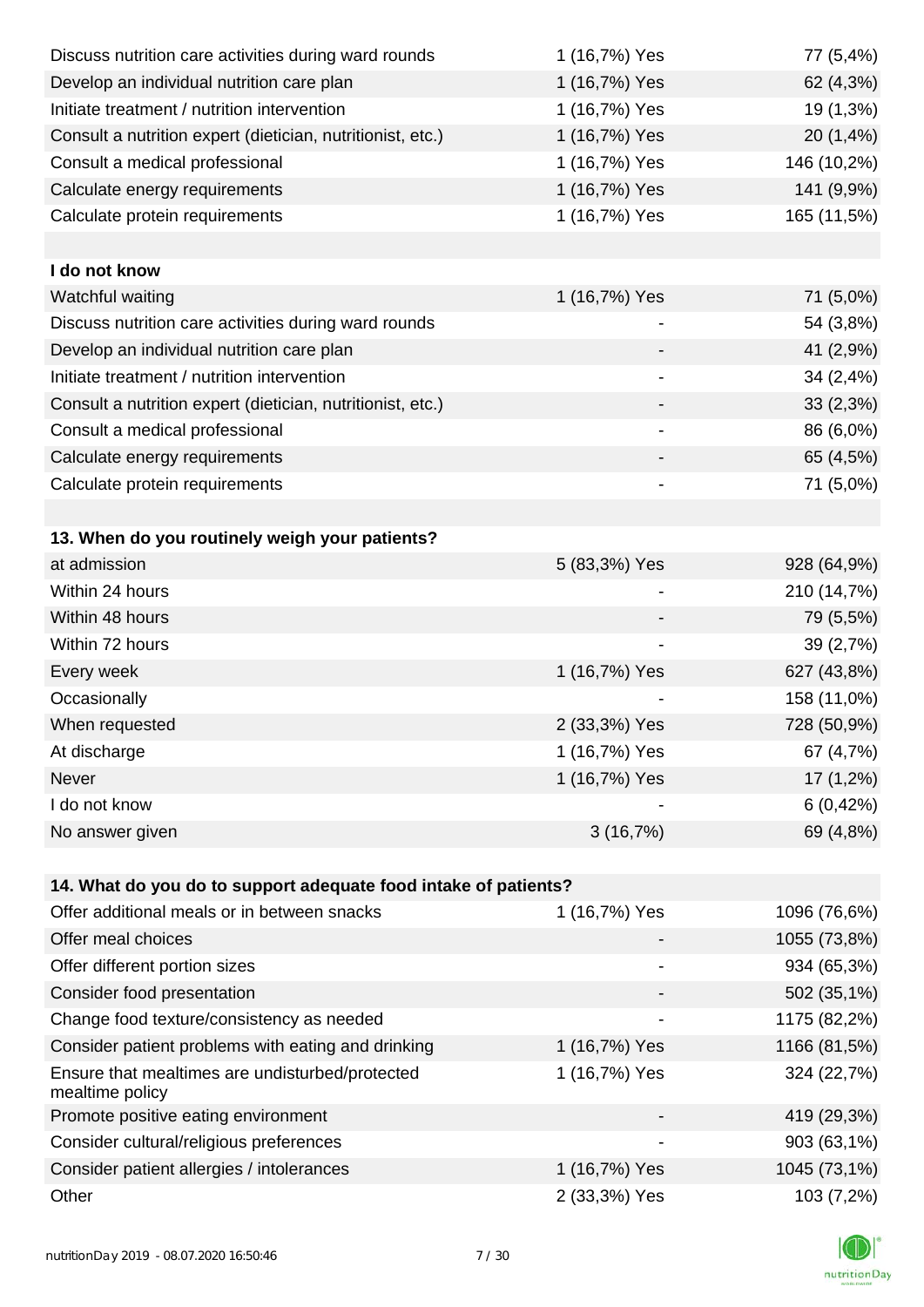| | | |
|---|---|---|
| Discuss nutrition care activities during ward rounds | 1 (16,7%) Yes | 77 (5,4%) |
| Develop an individual nutrition care plan | 1 (16,7%) Yes | 62 (4,3%) |
| Initiate treatment / nutrition intervention | 1 (16,7%) Yes | 19 (1,3%) |
| Consult a nutrition expert (dietician, nutritionist, etc.) | 1 (16,7%) Yes | 20 (1,4%) |
| Consult a medical professional | 1 (16,7%) Yes | 146 (10,2%) |
| Calculate energy requirements | 1 (16,7%) Yes | 141 (9,9%) |
| Calculate protein requirements | 1 (16,7%) Yes | 165 (11,5%) |
| | | |
| **I do not know** | | |
| Watchful waiting | 1 (16,7%) Yes | 71 (5,0%) |
| Discuss nutrition care activities during ward rounds | - | 54 (3,8%) |
| Develop an individual nutrition care plan | - | 41 (2,9%) |
| Initiate treatment / nutrition intervention | - | 34 (2,4%) |
| Consult a nutrition expert (dietician, nutritionist, etc.) | - | 33 (2,3%) |
| Consult a medical professional | - | 86 (6,0%) |
| Calculate energy requirements | - | 65 (4,5%) |
| Calculate protein requirements | - | 71 (5,0%) |

| **13. When do you routinely weigh your patients?** | | |
|---|---|---|
| at admission | 5 (83,3%) Yes | 928 (64,9%) |
| Within 24 hours | - | 210 (14,7%) |
| Within 48 hours | - | 79 (5,5%) |
| Within 72 hours | - | 39 (2,7%) |
| Every week | 1 (16,7%) Yes | 627 (43,8%) |
| Occasionally | - | 158 (11,0%) |
| When requested | 2 (33,3%) Yes | 728 (50,9%) |
| At discharge | 1 (16,7%) Yes | 67 (4,7%) |
| Never | 1 (16,7%) Yes | 17 (1,2%) |
| I do not know | - | 6 (0,42%) |
| No answer given | 3 (16,7%) | 69 (4,8%) |

| **14. What do you do to support adequate food intake of patients?** | | |
|---|---|---|
| Offer additional meals or in between snacks | 1 (16,7%) Yes | 1096 (76,6%) |
| Offer meal choices | - | 1055 (73,8%) |
| Offer different portion sizes | - | 934 (65,3%) |
| Consider food presentation | - | 502 (35,1%) |
| Change food texture/consistency as needed | - | 1175 (82,2%) |
| Consider patient problems with eating and drinking | 1 (16,7%) Yes | 1166 (81,5%) |
| Ensure that mealtimes are undisturbed/protected mealtime policy | 1 (16,7%) Yes | 324 (22,7%) |
| Promote positive eating environment | - | 419 (29,3%) |
| Consider cultural/religious preferences | - | 903 (63,1%) |
| Consider patient allergies / intolerances | 1 (16,7%) Yes | 1045 (73,1%) |
| Other | 2 (33,3%) Yes | 103 (7,2%) |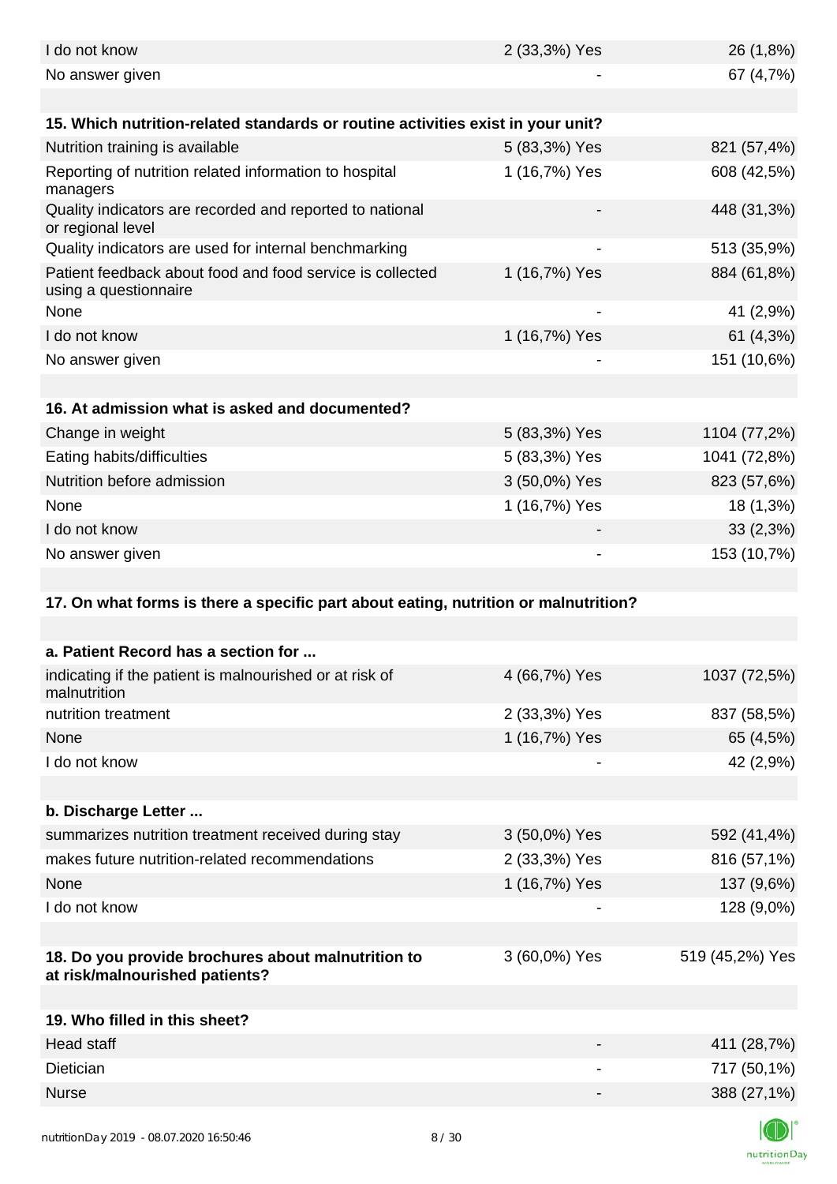| | | |
|---|---|---|
| I do not know | 2 (33,3%) Yes | 26 (1,8%) |
| No answer given | - | 67 (4,7%) |

| **15. Which nutrition-related standards or routine activities exist in your unit?** | | |
|---|---|---|
| Nutrition training is available | 5 (83,3%) Yes | 821 (57,4%) |
| Reporting of nutrition related information to hospital managers | 1 (16,7%) Yes | 608 (42,5%) |
| Quality indicators are recorded and reported to national or regional level | - | 448 (31,3%) |
| Quality indicators are used for internal benchmarking | - | 513 (35,9%) |
| Patient feedback about food and food service is collected using a questionnaire | 1 (16,7%) Yes | 884 (61,8%) |
| None | - | 41 (2,9%) |
| I do not know | 1 (16,7%) Yes | 61 (4,3%) |
| No answer given | - | 151 (10,6%) |

| **16. At admission what is asked and documented?** | | |
|---|---|---|
| Change in weight | 5 (83,3%) Yes | 1104 (77,2%) |
| Eating habits/difficulties | 5 (83,3%) Yes | 1041 (72,8%) |
| Nutrition before admission | 3 (50,0%) Yes | 823 (57,6%) |
| None | 1 (16,7%) Yes | 18 (1,3%) |
| I do not know | - | 33 (2,3%) |
| No answer given | - | 153 (10,7%) |

**17. On what forms is there a specific part about eating, nutrition or malnutrition?**

| **a. Patient Record has a section for ...** | | |
|---|---|---|
| indicating if the patient is malnourished or at risk of malnutrition | 4 (66,7%) Yes | 1037 (72,5%) |
| nutrition treatment | 2 (33,3%) Yes | 837 (58,5%) |
| None | 1 (16,7%) Yes | 65 (4,5%) |
| I do not know | - | 42 (2,9%) |

| **b. Discharge Letter ...** | | |
|---|---|---|
| summarizes nutrition treatment received during stay | 3 (50,0%) Yes | 592 (41,4%) |
| makes future nutrition-related recommendations | 2 (33,3%) Yes | 816 (57,1%) |
| None | 1 (16,7%) Yes | 137 (9,6%) |
| I do not know | - | 128 (9,0%) |

| | | |
|---|---|---|
| **18. Do you provide brochures about malnutrition to at risk/malnourished patients?** | 3 (60,0%) Yes | 519 (45,2%) Yes |

| **19. Who filled in this sheet?** | | |
|---|---|---|
| Head staff | - | 411 (28,7%) |
| Dietician | - | 717 (50,1%) |
| Nurse | - | 388 (27,1%) |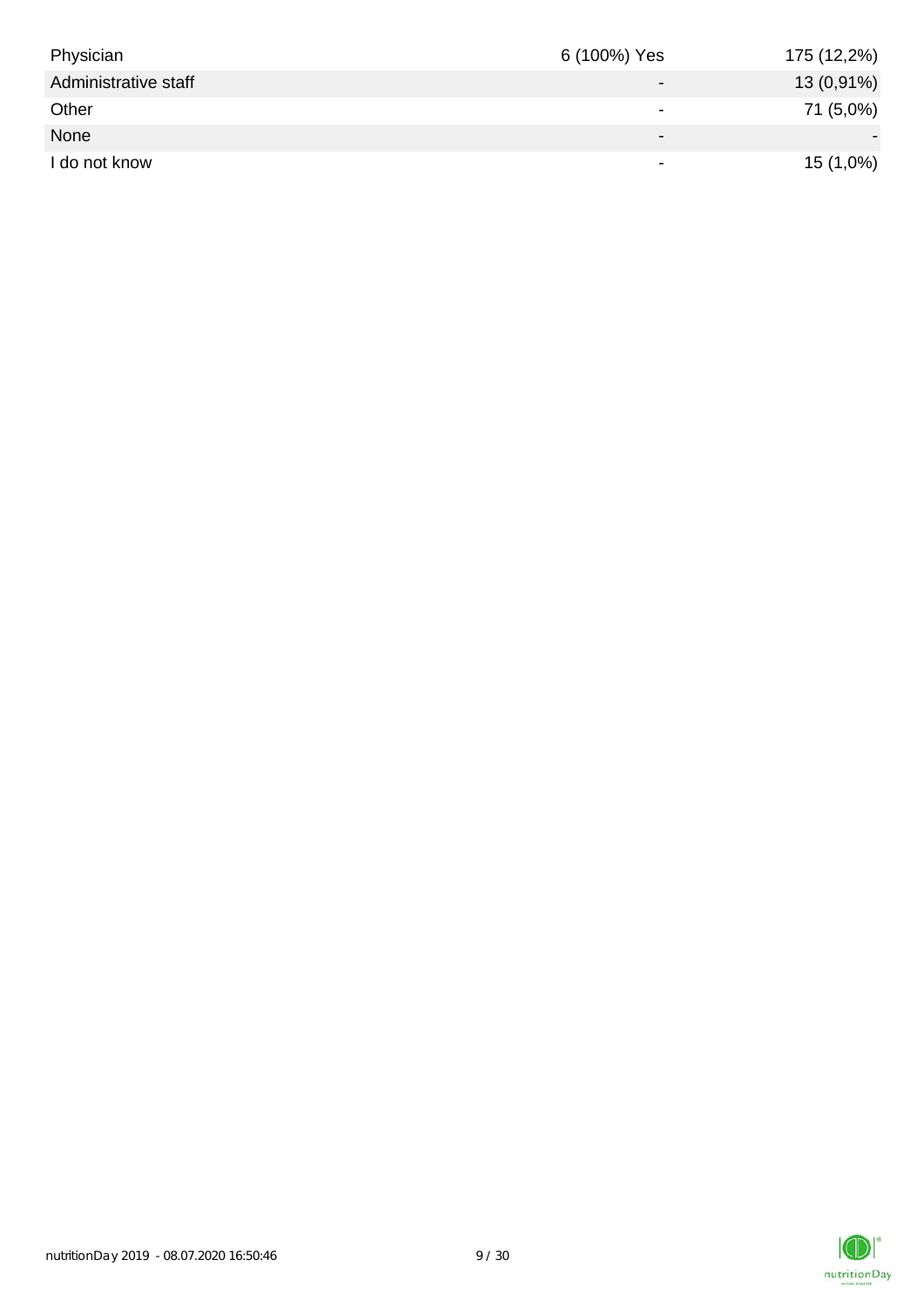| | | |
|---|---|---|
| Physician | 6 (100%) Yes | 175 (12,2%) |
| Administrative staff | - | 13 (0,91%) |
| Other | - | 71 (5,0%) |
| None | - | - |
| I do not know | - | 15 (1,0%) |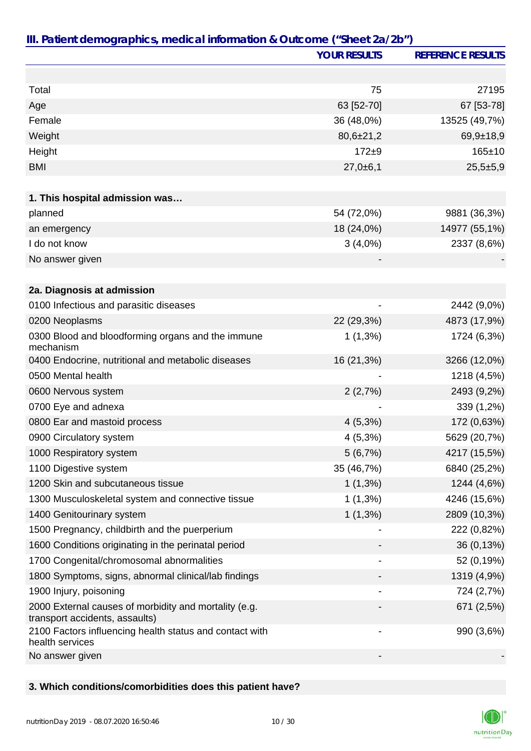## III. Patient demographics, medical information & Outcome ("Sheet 2a/2b")

| | YOUR RESULTS | REFERENCE RESULTS |
|---|---|---|
| Total | 75 | 27195 |
| Age | 63 [52-70] | 67 [53-78] |
| Female | 36 (48,0%) | 13525 (49,7%) |
| Weight | 80,6±21,2 | 69,9±18,9 |
| Height | 172±9 | 165±10 |
| BMI | 27,0±6,1 | 25,5±5,9 |
| **1. This hospital admission was…** | | |
| planned | 54 (72,0%) | 9881 (36,3%) |
| an emergency | 18 (24,0%) | 14977 (55,1%) |
| I do not know | 3 (4,0%) | 2337 (8,6%) |
| No answer given | - | - |
| **2a. Diagnosis at admission** | | |
| 0100 Infectious and parasitic diseases | - | 2442 (9,0%) |
| 0200 Neoplasms | 22 (29,3%) | 4873 (17,9%) |
| 0300 Blood and bloodforming organs and the immune mechanism | 1 (1,3%) | 1724 (6,3%) |
| 0400 Endocrine, nutritional and metabolic diseases | 16 (21,3%) | 3266 (12,0%) |
| 0500 Mental health | - | 1218 (4,5%) |
| 0600 Nervous system | 2 (2,7%) | 2493 (9,2%) |
| 0700 Eye and adnexa | - | 339 (1,2%) |
| 0800 Ear and mastoid process | 4 (5,3%) | 172 (0,63%) |
| 0900 Circulatory system | 4 (5,3%) | 5629 (20,7%) |
| 1000 Respiratory system | 5 (6,7%) | 4217 (15,5%) |
| 1100 Digestive system | 35 (46,7%) | 6840 (25,2%) |
| 1200 Skin and subcutaneous tissue | 1 (1,3%) | 1244 (4,6%) |
| 1300 Musculoskeletal system and connective tissue | 1 (1,3%) | 4246 (15,6%) |
| 1400 Genitourinary system | 1 (1,3%) | 2809 (10,3%) |
| 1500 Pregnancy, childbirth and the puerperium | - | 222 (0,82%) |
| 1600 Conditions originating in the perinatal period | - | 36 (0,13%) |
| 1700 Congenital/chromosomal abnormalities | - | 52 (0,19%) |
| 1800 Symptoms, signs, abnormal clinical/lab findings | - | 1319 (4,9%) |
| 1900 Injury, poisoning | - | 724 (2,7%) |
| 2000 External causes of morbidity and mortality (e.g. transport accidents, assaults) | - | 671 (2,5%) |
| 2100 Factors influencing health status and contact with health services | - | 990 (3,6%) |
| No answer given | - | - |

**3. Which conditions/comorbidities does this patient have?**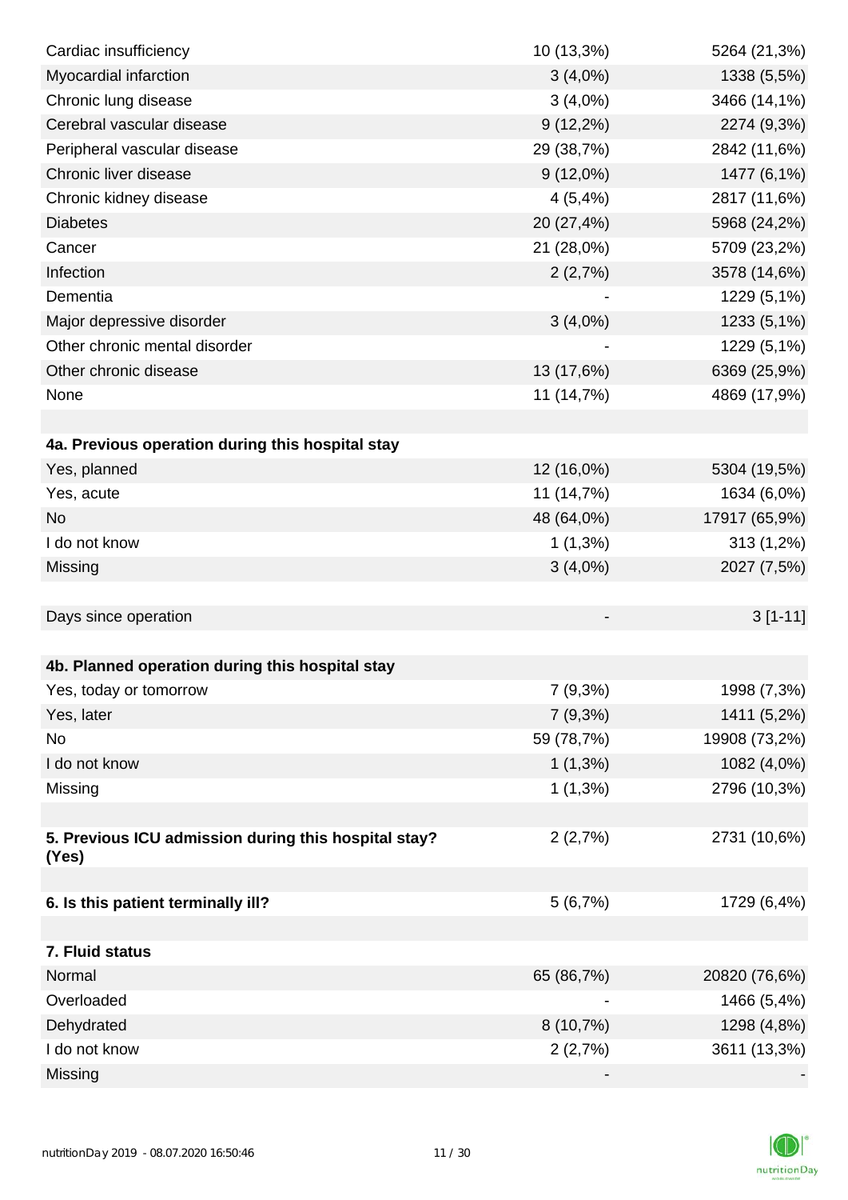| | | |
|---|---|---|
| Cardiac insufficiency | 10 (13,3%) | 5264 (21,3%) |
| Myocardial infarction | 3 (4,0%) | 1338 (5,5%) |
| Chronic lung disease | 3 (4,0%) | 3466 (14,1%) |
| Cerebral vascular disease | 9 (12,2%) | 2274 (9,3%) |
| Peripheral vascular disease | 29 (38,7%) | 2842 (11,6%) |
| Chronic liver disease | 9 (12,0%) | 1477 (6,1%) |
| Chronic kidney disease | 4 (5,4%) | 2817 (11,6%) |
| Diabetes | 20 (27,4%) | 5968 (24,2%) |
| Cancer | 21 (28,0%) | 5709 (23,2%) |
| Infection | 2 (2,7%) | 3578 (14,6%) |
| Dementia | - | 1229 (5,1%) |
| Major depressive disorder | 3 (4,0%) | 1233 (5,1%) |
| Other chronic mental disorder | - | 1229 (5,1%) |
| Other chronic disease | 13 (17,6%) | 6369 (25,9%) |
| None | 11 (14,7%) | 4869 (17,9%) |
| | | |
| **4a. Previous operation during this hospital stay** | | |
| Yes, planned | 12 (16,0%) | 5304 (19,5%) |
| Yes, acute | 11 (14,7%) | 1634 (6,0%) |
| No | 48 (64,0%) | 17917 (65,9%) |
| I do not know | 1 (1,3%) | 313 (1,2%) |
| Missing | 3 (4,0%) | 2027 (7,5%) |
| | | |
| Days since operation | - | 3 [1-11] |
| | | |
| **4b. Planned operation during this hospital stay** | | |
| Yes, today or tomorrow | 7 (9,3%) | 1998 (7,3%) |
| Yes, later | 7 (9,3%) | 1411 (5,2%) |
| No | 59 (78,7%) | 19908 (73,2%) |
| I do not know | 1 (1,3%) | 1082 (4,0%) |
| Missing | 1 (1,3%) | 2796 (10,3%) |
| | | |
| **5. Previous ICU admission during this hospital stay? (Yes)** | 2 (2,7%) | 2731 (10,6%) |
| | | |
| **6. Is this patient terminally ill?** | 5 (6,7%) | 1729 (6,4%) |
| | | |
| **7. Fluid status** | | |
| Normal | 65 (86,7%) | 20820 (76,6%) |
| Overloaded | - | 1466 (5,4%) |
| Dehydrated | 8 (10,7%) | 1298 (4,8%) |
| I do not know | 2 (2,7%) | 3611 (13,3%) |
| Missing | - | - |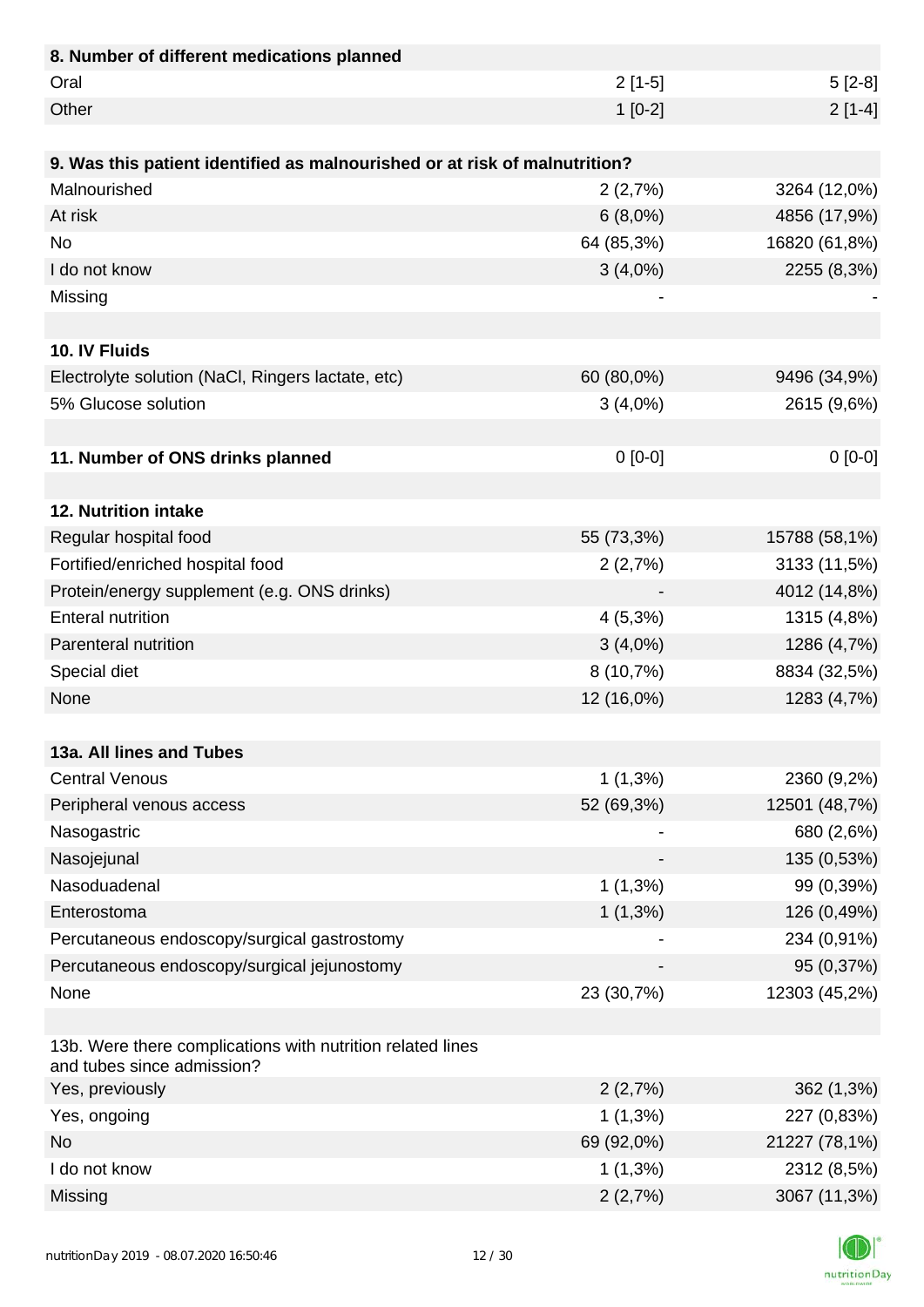| 8. Number of different medications planned | | |
|---|---|---|
| Oral | 2 [1-5] | 5 [2-8] |
| Other | 1 [0-2] | 2 [1-4] |

| 9. Was this patient identified as malnourished or at risk of malnutrition? | | |
|---|---|---|
| Malnourished | 2 (2,7%) | 3264 (12,0%) |
| At risk | 6 (8,0%) | 4856 (17,9%) |
| No | 64 (85,3%) | 16820 (61,8%) |
| I do not know | 3 (4,0%) | 2255 (8,3%) |
| Missing | - | - |

| 10. IV Fluids | | |
|---|---|---|
| Electrolyte solution (NaCl, Ringers lactate, etc) | 60 (80,0%) | 9496 (34,9%) |
| 5% Glucose solution | 3 (4,0%) | 2615 (9,6%) |

| 11. Number of ONS drinks planned | 0 [0-0] | 0 [0-0] |
|---|---|---|

| 12. Nutrition intake | | |
|---|---|---|
| Regular hospital food | 55 (73,3%) | 15788 (58,1%) |
| Fortified/enriched hospital food | 2 (2,7%) | 3133 (11,5%) |
| Protein/energy supplement (e.g. ONS drinks) | - | 4012 (14,8%) |
| Enteral nutrition | 4 (5,3%) | 1315 (4,8%) |
| Parenteral nutrition | 3 (4,0%) | 1286 (4,7%) |
| Special diet | 8 (10,7%) | 8834 (32,5%) |
| None | 12 (16,0%) | 1283 (4,7%) |

| 13a. All lines and Tubes | | |
|---|---|---|
| Central Venous | 1 (1,3%) | 2360 (9,2%) |
| Peripheral venous access | 52 (69,3%) | 12501 (48,7%) |
| Nasogastric | - | 680 (2,6%) |
| Nasojejunal | - | 135 (0,53%) |
| Nasoduadenal | 1 (1,3%) | 99 (0,39%) |
| Enterostoma | 1 (1,3%) | 126 (0,49%) |
| Percutaneous endoscopy/surgical gastrostomy | - | 234 (0,91%) |
| Percutaneous endoscopy/surgical jejunostomy | - | 95 (0,37%) |
| None | 23 (30,7%) | 12303 (45,2%) |

| 13b. Were there complications with nutrition related lines and tubes since admission? | | |
|---|---|---|
| Yes, previously | 2 (2,7%) | 362 (1,3%) |
| Yes, ongoing | 1 (1,3%) | 227 (0,83%) |
| No | 69 (92,0%) | 21227 (78,1%) |
| I do not know | 1 (1,3%) | 2312 (8,5%) |
| Missing | 2 (2,7%) | 3067 (11,3%) |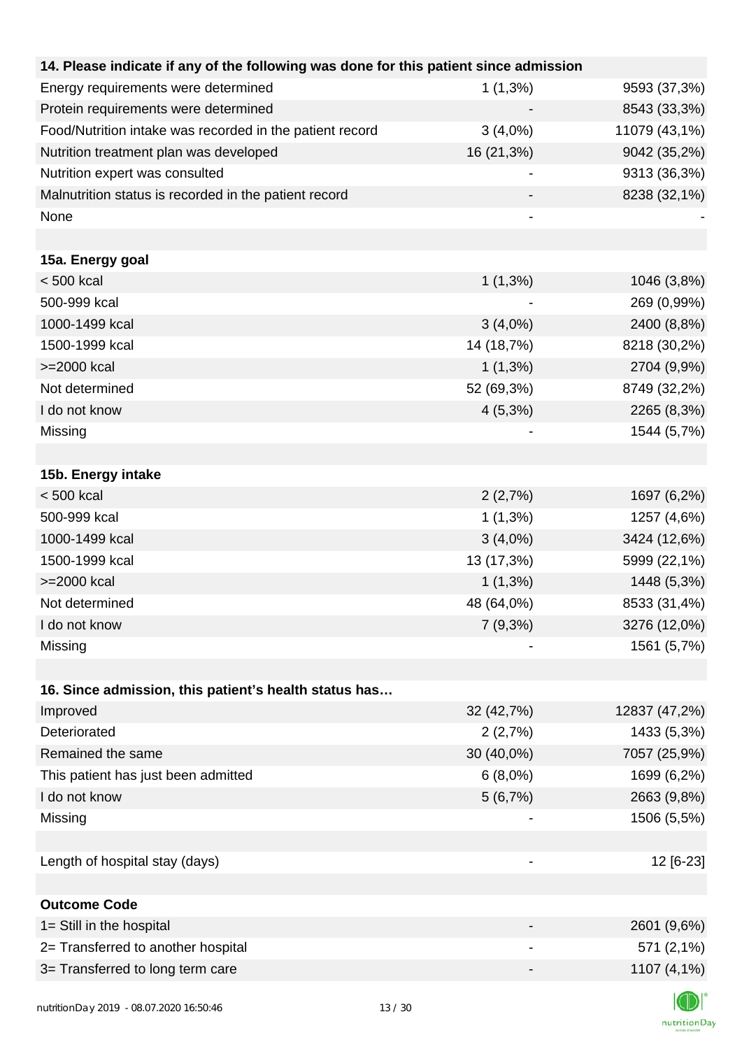| 14. Please indicate if any of the following was done for this patient since admission | | |
|---|---|---|
| Energy requirements were determined | 1 (1,3%) | 9593 (37,3%) |
| Protein requirements were determined | - | 8543 (33,3%) |
| Food/Nutrition intake was recorded in the patient record | 3 (4,0%) | 11079 (43,1%) |
| Nutrition treatment plan was developed | 16 (21,3%) | 9042 (35,2%) |
| Nutrition expert was consulted | - | 9313 (36,3%) |
| Malnutrition status is recorded in the patient record | - | 8238 (32,1%) |
| None | - | - |

| 15a. Energy goal | | |
|---|---|---|
| < 500 kcal | 1 (1,3%) | 1046 (3,8%) |
| 500-999 kcal | - | 269 (0,99%) |
| 1000-1499 kcal | 3 (4,0%) | 2400 (8,8%) |
| 1500-1999 kcal | 14 (18,7%) | 8218 (30,2%) |
| >=2000 kcal | 1 (1,3%) | 2704 (9,9%) |
| Not determined | 52 (69,3%) | 8749 (32,2%) |
| I do not know | 4 (5,3%) | 2265 (8,3%) |
| Missing | - | 1544 (5,7%) |

| 15b. Energy intake | | |
|---|---|---|
| < 500 kcal | 2 (2,7%) | 1697 (6,2%) |
| 500-999 kcal | 1 (1,3%) | 1257 (4,6%) |
| 1000-1499 kcal | 3 (4,0%) | 3424 (12,6%) |
| 1500-1999 kcal | 13 (17,3%) | 5999 (22,1%) |
| >=2000 kcal | 1 (1,3%) | 1448 (5,3%) |
| Not determined | 48 (64,0%) | 8533 (31,4%) |
| I do not know | 7 (9,3%) | 3276 (12,0%) |
| Missing | - | 1561 (5,7%) |

| 16. Since admission, this patient's health status has… | | |
|---|---|---|
| Improved | 32 (42,7%) | 12837 (47,2%) |
| Deteriorated | 2 (2,7%) | 1433 (5,3%) |
| Remained the same | 30 (40,0%) | 7057 (25,9%) |
| This patient has just been admitted | 6 (8,0%) | 1699 (6,2%) |
| I do not know | 5 (6,7%) | 2663 (9,8%) |
| Missing | - | 1506 (5,5%) |

| Length of hospital stay (days) | - | 12 [6-23] |
|---|---|---|

| Outcome Code | | |
|---|---|---|
| 1= Still in the hospital | - | 2601 (9,6%) |
| 2= Transferred to another hospital | - | 571 (2,1%) |
| 3= Transferred to long term care | - | 1107 (4,1%) |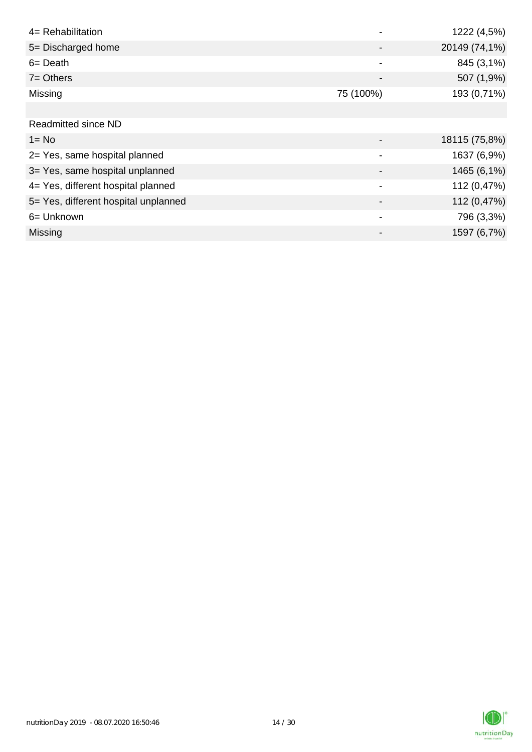| | | |
|---|---|---|
| 4= Rehabilitation | - | 1222 (4,5%) |
| 5= Discharged home | - | 20149 (74,1%) |
| 6= Death | - | 845 (3,1%) |
| 7= Others | - | 507 (1,9%) |
| Missing | 75 (100%) | 193 (0,71%) |
| | | |
| Readmitted since ND | | |
| 1= No | - | 18115 (75,8%) |
| 2= Yes, same hospital planned | - | 1637 (6,9%) |
| 3= Yes, same hospital unplanned | - | 1465 (6,1%) |
| 4= Yes, different hospital planned | - | 112 (0,47%) |
| 5= Yes, different hospital unplanned | - | 112 (0,47%) |
| 6= Unknown | - | 796 (3,3%) |
| Missing | - | 1597 (6,7%) |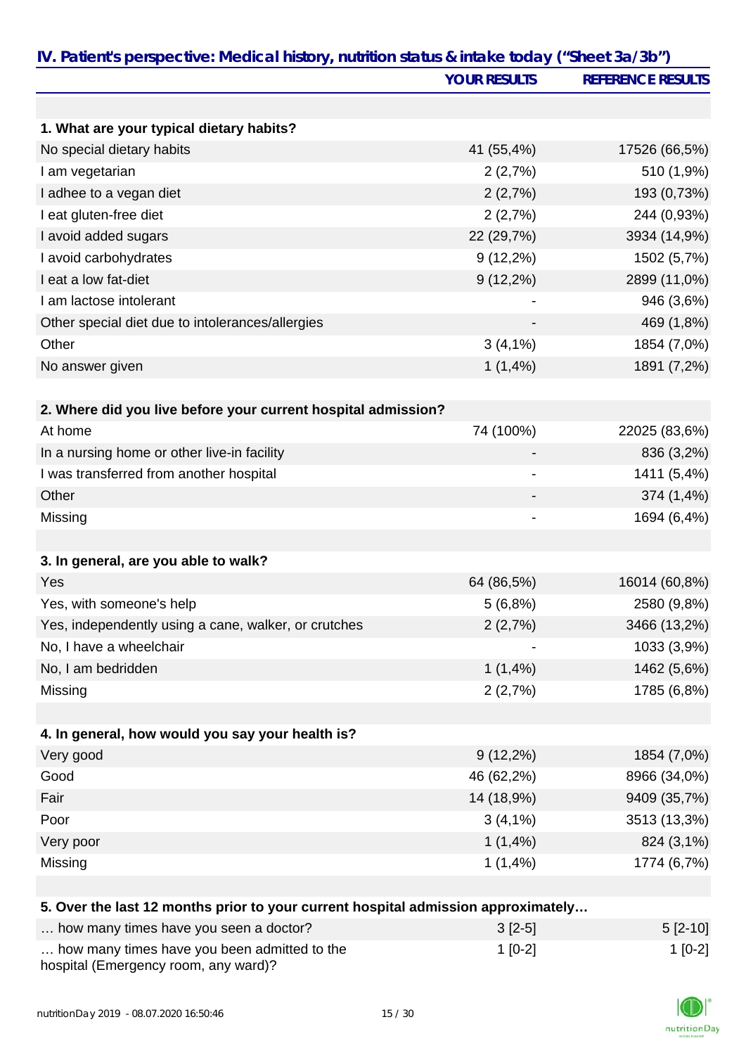## IV. Patient's perspective: Medical history, nutrition status & intake today ("Sheet 3a/3b")

| | YOUR RESULTS | REFERENCE RESULTS |
|---|---|---|
| **1. What are your typical dietary habits?** | | |
| No special dietary habits | 41 (55,4%) | 17526 (66,5%) |
| I am vegetarian | 2 (2,7%) | 510 (1,9%) |
| I adhee to a vegan diet | 2 (2,7%) | 193 (0,73%) |
| I eat gluten-free diet | 2 (2,7%) | 244 (0,93%) |
| I avoid added sugars | 22 (29,7%) | 3934 (14,9%) |
| I avoid carbohydrates | 9 (12,2%) | 1502 (5,7%) |
| I eat a low fat-diet | 9 (12,2%) | 2899 (11,0%) |
| I am lactose intolerant | - | 946 (3,6%) |
| Other special diet due to intolerances/allergies | - | 469 (1,8%) |
| Other | 3 (4,1%) | 1854 (7,0%) |
| No answer given | 1 (1,4%) | 1891 (7,2%) |
| **2. Where did you live before your current hospital admission?** | | |
| At home | 74 (100%) | 22025 (83,6%) |
| In a nursing home or other live-in facility | - | 836 (3,2%) |
| I was transferred from another hospital | - | 1411 (5,4%) |
| Other | - | 374 (1,4%) |
| Missing | - | 1694 (6,4%) |
| **3. In general, are you able to walk?** | | |
| Yes | 64 (86,5%) | 16014 (60,8%) |
| Yes, with someone's help | 5 (6,8%) | 2580 (9,8%) |
| Yes, independently using a cane, walker, or crutches | 2 (2,7%) | 3466 (13,2%) |
| No, I have a wheelchair | - | 1033 (3,9%) |
| No, I am bedridden | 1 (1,4%) | 1462 (5,6%) |
| Missing | 2 (2,7%) | 1785 (6,8%) |
| **4. In general, how would you say your health is?** | | |
| Very good | 9 (12,2%) | 1854 (7,0%) |
| Good | 46 (62,2%) | 8966 (34,0%) |
| Fair | 14 (18,9%) | 9409 (35,7%) |
| Poor | 3 (4,1%) | 3513 (13,3%) |
| Very poor | 1 (1,4%) | 824 (3,1%) |
| Missing | 1 (1,4%) | 1774 (6,7%) |
| **5. Over the last 12 months prior to your current hospital admission approximately…** | | |
| … how many times have you seen a doctor? | 3 [2-5] | 5 [2-10] |
| … how many times have you been admitted to the hospital (Emergency room, any ward)? | 1 [0-2] | 1 [0-2] |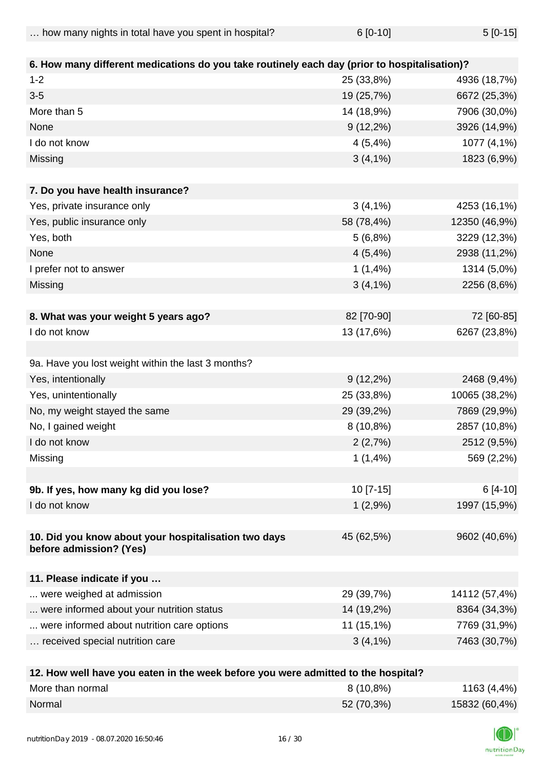| | | |
|---|---|---|
| … how many nights in total have you spent in hospital? | 6 [0-10] | 5 [0-15] |

| **6. How many different medications do you take routinely each day (prior to hospitalisation)?** | | |
|---|---|---|
| 1-2 | 25 (33,8%) | 4936 (18,7%) |
| 3-5 | 19 (25,7%) | 6672 (25,3%) |
| More than 5 | 14 (18,9%) | 7906 (30,0%) |
| None | 9 (12,2%) | 3926 (14,9%) |
| I do not know | 4 (5,4%) | 1077 (4,1%) |
| Missing | 3 (4,1%) | 1823 (6,9%) |

| **7. Do you have health insurance?** | | |
|---|---|---|
| Yes, private insurance only | 3 (4,1%) | 4253 (16,1%) |
| Yes, public insurance only | 58 (78,4%) | 12350 (46,9%) |
| Yes, both | 5 (6,8%) | 3229 (12,3%) |
| None | 4 (5,4%) | 2938 (11,2%) |
| I prefer not to answer | 1 (1,4%) | 1314 (5,0%) |
| Missing | 3 (4,1%) | 2256 (8,6%) |

| **8. What was your weight 5 years ago?** | 82 [70-90] | 72 [60-85] |
|---|---|---|
| I do not know | 13 (17,6%) | 6267 (23,8%) |

| 9a. Have you lost weight within the last 3 months? | | |
|---|---|---|
| Yes, intentionally | 9 (12,2%) | 2468 (9,4%) |
| Yes, unintentionally | 25 (33,8%) | 10065 (38,2%) |
| No, my weight stayed the same | 29 (39,2%) | 7869 (29,9%) |
| No, I gained weight | 8 (10,8%) | 2857 (10,8%) |
| I do not know | 2 (2,7%) | 2512 (9,5%) |
| Missing | 1 (1,4%) | 569 (2,2%) |

| **9b. If yes, how many kg did you lose?** | 10 [7-15] | 6 [4-10] |
|---|---|---|
| I do not know | 1 (2,9%) | 1997 (15,9%) |

| **10. Did you know about your hospitalisation two days before admission? (Yes)** | 45 (62,5%) | 9602 (40,6%) |
|---|---|---|

| **11. Please indicate if you …** | | |
|---|---|---|
| ... were weighed at admission | 29 (39,7%) | 14112 (57,4%) |
| ... were informed about your nutrition status | 14 (19,2%) | 8364 (34,3%) |
| ... were informed about nutrition care options | 11 (15,1%) | 7769 (31,9%) |
| … received special nutrition care | 3 (4,1%) | 7463 (30,7%) |

| **12. How well have you eaten in the week before you were admitted to the hospital?** | | |
|---|---|---|
| More than normal | 8 (10,8%) | 1163 (4,4%) |
| Normal | 52 (70,3%) | 15832 (60,4%) |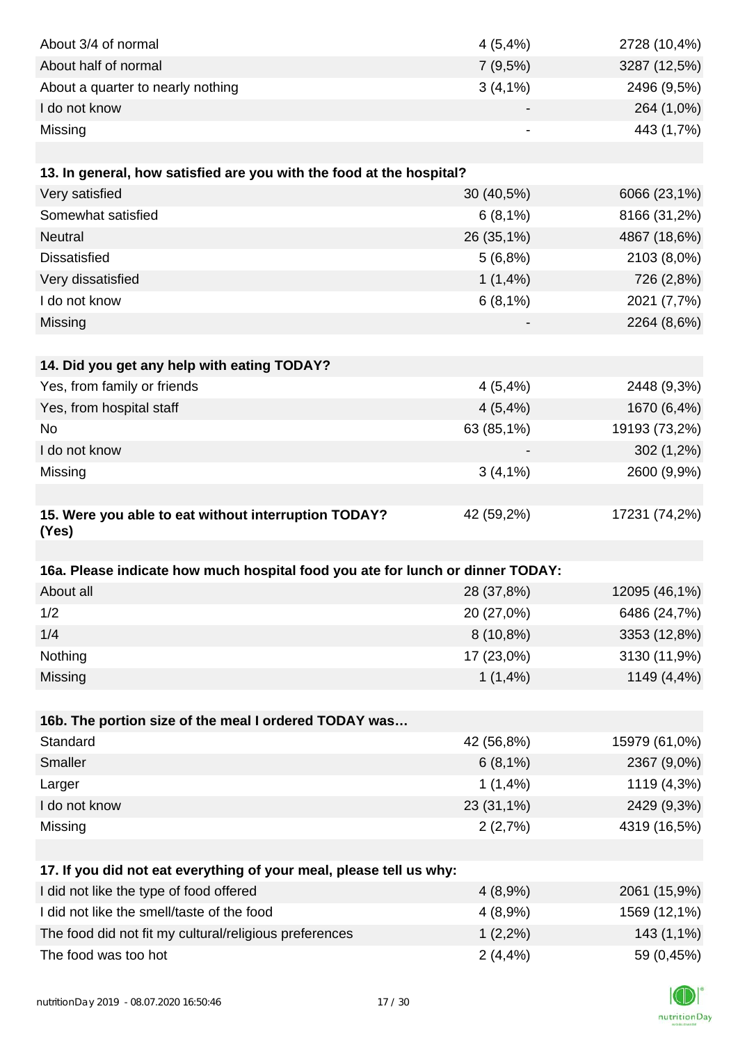| | | |
|---|---|---|
| About 3/4 of normal | 4 (5,4%) | 2728 (10,4%) |
| About half of normal | 7 (9,5%) | 3287 (12,5%) |
| About a quarter to nearly nothing | 3 (4,1%) | 2496 (9,5%) |
| I do not know | - | 264 (1,0%) |
| Missing | - | 443 (1,7%) |

| **13. In general, how satisfied are you with the food at the hospital?** | | |
|---|---|---|
| Very satisfied | 30 (40,5%) | 6066 (23,1%) |
| Somewhat satisfied | 6 (8,1%) | 8166 (31,2%) |
| Neutral | 26 (35,1%) | 4867 (18,6%) |
| Dissatisfied | 5 (6,8%) | 2103 (8,0%) |
| Very dissatisfied | 1 (1,4%) | 726 (2,8%) |
| I do not know | 6 (8,1%) | 2021 (7,7%) |
| Missing | - | 2264 (8,6%) |

| **14. Did you get any help with eating TODAY?** | | |
|---|---|---|
| Yes, from family or friends | 4 (5,4%) | 2448 (9,3%) |
| Yes, from hospital staff | 4 (5,4%) | 1670 (6,4%) |
| No | 63 (85,1%) | 19193 (73,2%) |
| I do not know | - | 302 (1,2%) |
| Missing | 3 (4,1%) | 2600 (9,9%) |

| **15. Were you able to eat without interruption TODAY? (Yes)** | 42 (59,2%) | 17231 (74,2%) |
|---|---|---|

| **16a. Please indicate how much hospital food you ate for lunch or dinner TODAY:** | | |
|---|---|---|
| About all | 28 (37,8%) | 12095 (46,1%) |
| 1/2 | 20 (27,0%) | 6486 (24,7%) |
| 1/4 | 8 (10,8%) | 3353 (12,8%) |
| Nothing | 17 (23,0%) | 3130 (11,9%) |
| Missing | 1 (1,4%) | 1149 (4,4%) |

| **16b. The portion size of the meal I ordered TODAY was…** | | |
|---|---|---|
| Standard | 42 (56,8%) | 15979 (61,0%) |
| Smaller | 6 (8,1%) | 2367 (9,0%) |
| Larger | 1 (1,4%) | 1119 (4,3%) |
| I do not know | 23 (31,1%) | 2429 (9,3%) |
| Missing | 2 (2,7%) | 4319 (16,5%) |

| **17. If you did not eat everything of your meal, please tell us why:** | | |
|---|---|---|
| I did not like the type of food offered | 4 (8,9%) | 2061 (15,9%) |
| I did not like the smell/taste of the food | 4 (8,9%) | 1569 (12,1%) |
| The food did not fit my cultural/religious preferences | 1 (2,2%) | 143 (1,1%) |
| The food was too hot | 2 (4,4%) | 59 (0,45%) |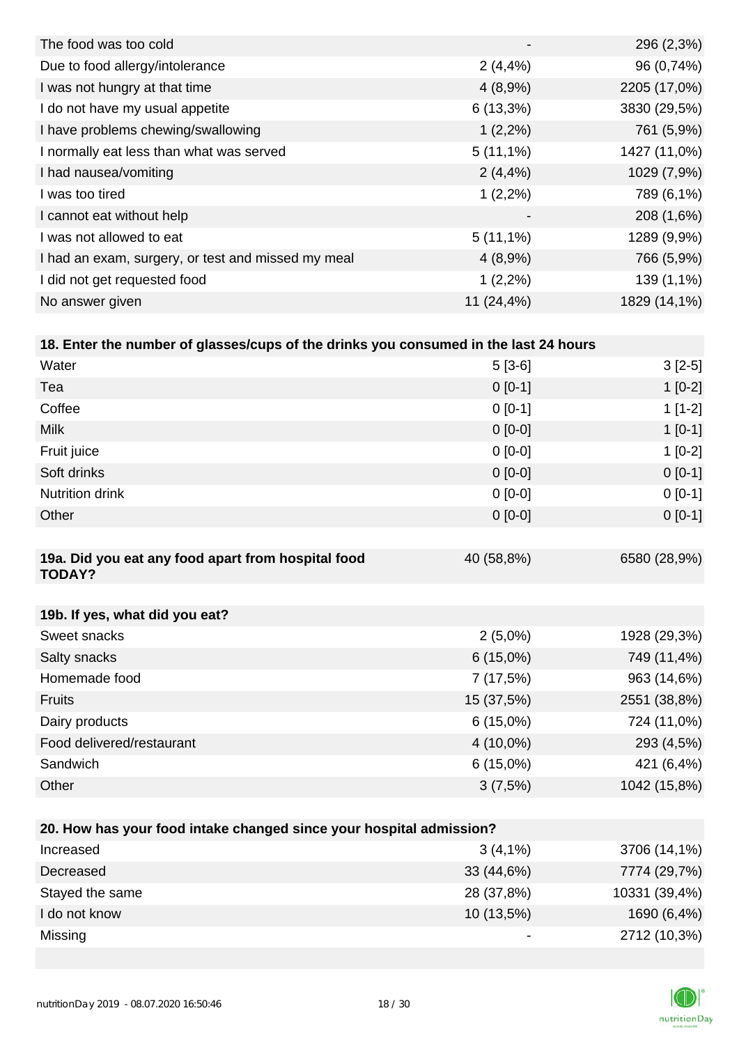| | | |
|---|---|---|
| The food was too cold | - | 296 (2,3%) |
| Due to food allergy/intolerance | 2 (4,4%) | 96 (0,74%) |
| I was not hungry at that time | 4 (8,9%) | 2205 (17,0%) |
| I do not have my usual appetite | 6 (13,3%) | 3830 (29,5%) |
| I have problems chewing/swallowing | 1 (2,2%) | 761 (5,9%) |
| I normally eat less than what was served | 5 (11,1%) | 1427 (11,0%) |
| I had nausea/vomiting | 2 (4,4%) | 1029 (7,9%) |
| I was too tired | 1 (2,2%) | 789 (6,1%) |
| I cannot eat without help | - | 208 (1,6%) |
| I was not allowed to eat | 5 (11,1%) | 1289 (9,9%) |
| I had an exam, surgery, or test and missed my meal | 4 (8,9%) | 766 (5,9%) |
| I did not get requested food | 1 (2,2%) | 139 (1,1%) |
| No answer given | 11 (24,4%) | 1829 (14,1%) |

| **18. Enter the number of glasses/cups of the drinks you consumed in the last 24 hours** | | |
|---|---|---|
| Water | 5 [3-6] | 3 [2-5] |
| Tea | 0 [0-1] | 1 [0-2] |
| Coffee | 0 [0-1] | 1 [1-2] |
| Milk | 0 [0-0] | 1 [0-1] |
| Fruit juice | 0 [0-0] | 1 [0-2] |
| Soft drinks | 0 [0-0] | 0 [0-1] |
| Nutrition drink | 0 [0-0] | 0 [0-1] |
| Other | 0 [0-0] | 0 [0-1] |

| **19a. Did you eat any food apart from hospital food TODAY?** | 40 (58,8%) | 6580 (28,9%) |
|---|---|---|

| **19b. If yes, what did you eat?** | | |
|---|---|---|
| Sweet snacks | 2 (5,0%) | 1928 (29,3%) |
| Salty snacks | 6 (15,0%) | 749 (11,4%) |
| Homemade food | 7 (17,5%) | 963 (14,6%) |
| Fruits | 15 (37,5%) | 2551 (38,8%) |
| Dairy products | 6 (15,0%) | 724 (11,0%) |
| Food delivered/restaurant | 4 (10,0%) | 293 (4,5%) |
| Sandwich | 6 (15,0%) | 421 (6,4%) |
| Other | 3 (7,5%) | 1042 (15,8%) |

| **20. How has your food intake changed since your hospital admission?** | | |
|---|---|---|
| Increased | 3 (4,1%) | 3706 (14,1%) |
| Decreased | 33 (44,6%) | 7774 (29,7%) |
| Stayed the same | 28 (37,8%) | 10331 (39,4%) |
| I do not know | 10 (13,5%) | 1690 (6,4%) |
| Missing | - | 2712 (10,3%) |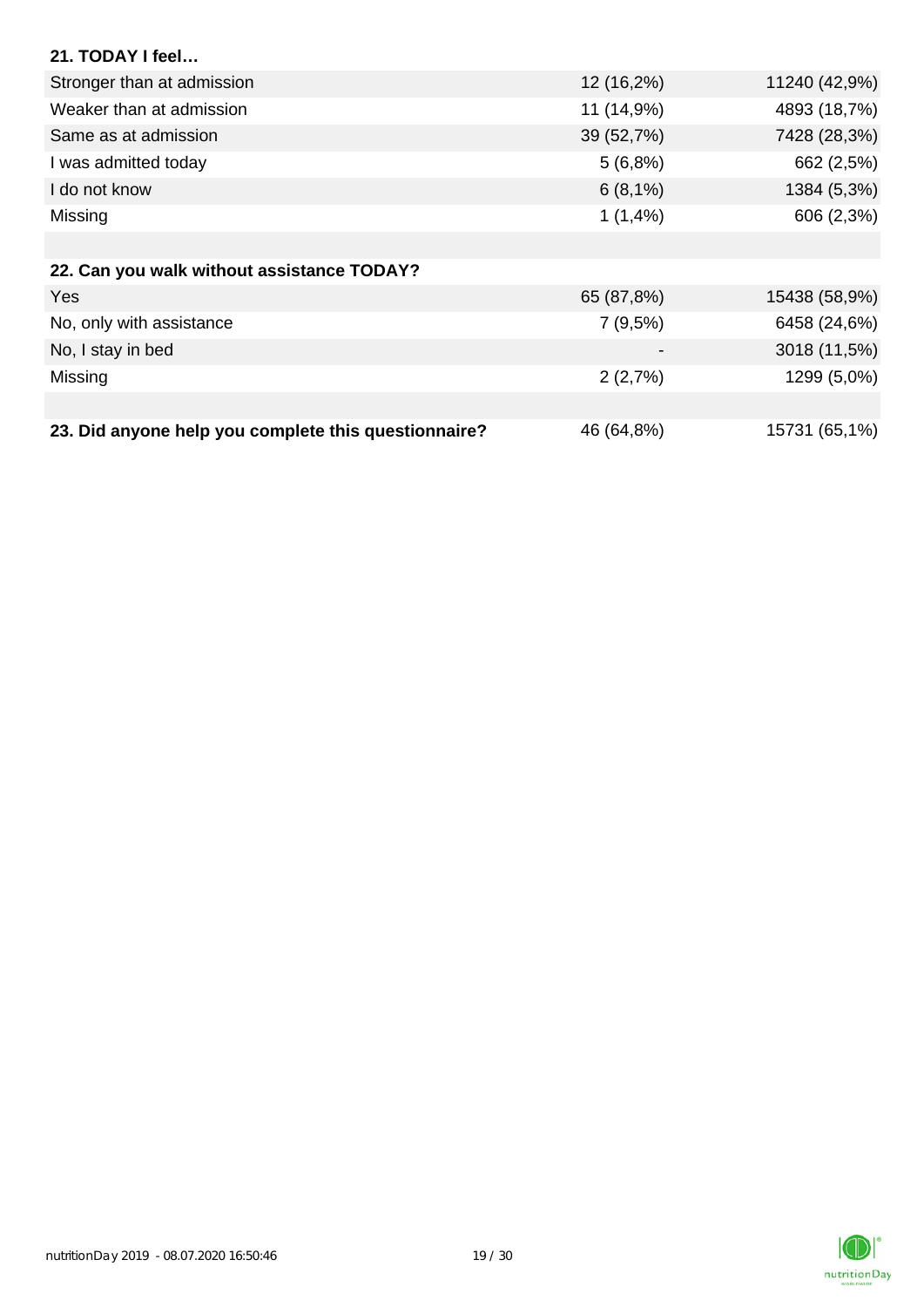| **21. TODAY I feel…** | | |
|---|---|---|
| Stronger than at admission | 12 (16,2%) | 11240 (42,9%) |
| Weaker than at admission | 11 (14,9%) | 4893 (18,7%) |
| Same as at admission | 39 (52,7%) | 7428 (28,3%) |
| I was admitted today | 5 (6,8%) | 662 (2,5%) |
| I do not know | 6 (8,1%) | 1384 (5,3%) |
| Missing | 1 (1,4%) | 606 (2,3%) |

| **22. Can you walk without assistance TODAY?** | | |
|---|---|---|
| Yes | 65 (87,8%) | 15438 (58,9%) |
| No, only with assistance | 7 (9,5%) | 6458 (24,6%) |
| No, I stay in bed | - | 3018 (11,5%) |
| Missing | 2 (2,7%) | 1299 (5,0%) |

| **23. Did anyone help you complete this questionnaire?** | 46 (64,8%) | 15731 (65,1%) |
|---|---|---|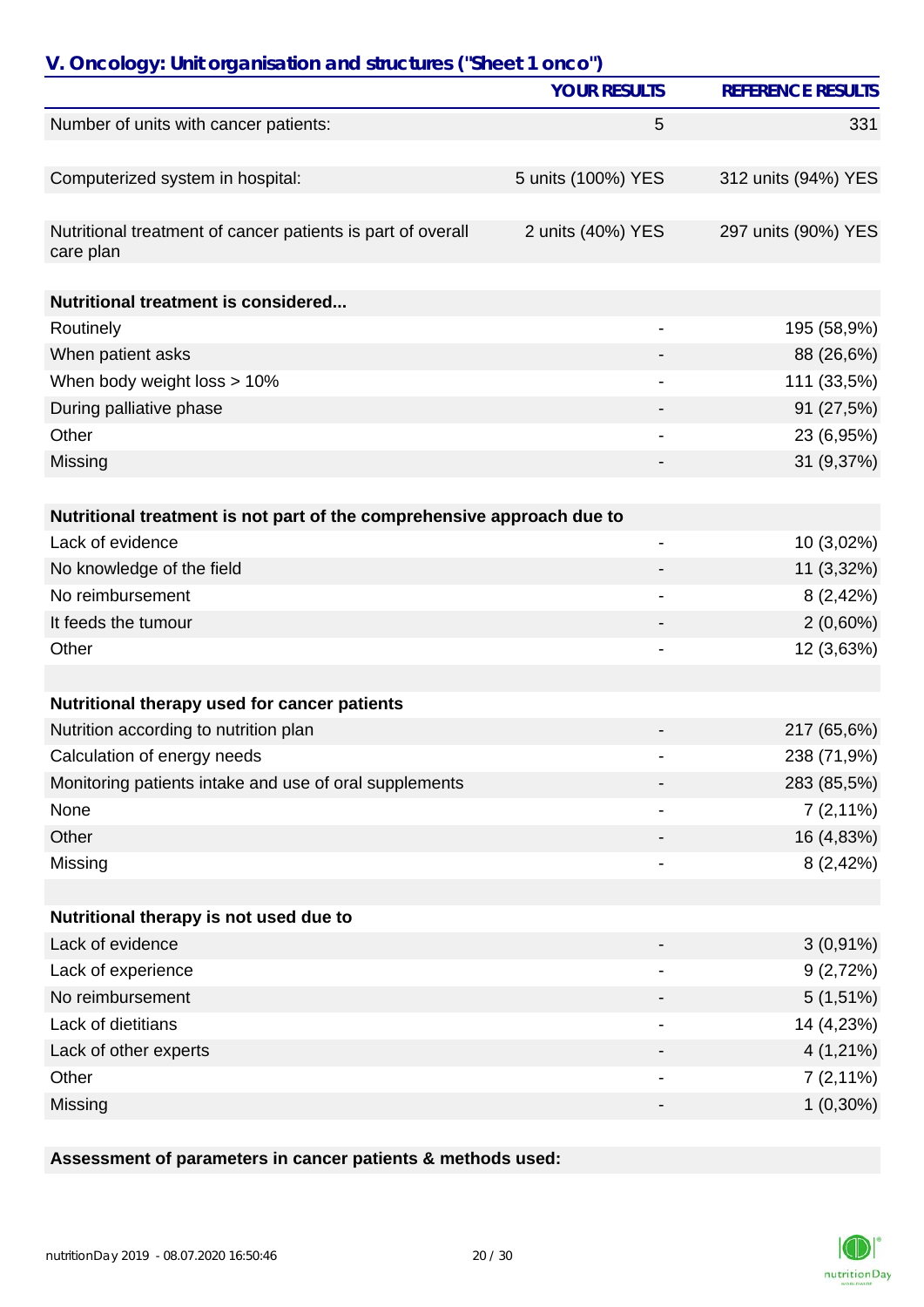## V. Oncology: Unit organisation and structures ("Sheet 1 onco")

| | YOUR RESULTS | REFERENCE RESULTS |
|---|---|---|
| Number of units with cancer patients: | 5 | 331 |
| | | |
| Computerized system in hospital: | 5 units (100%) YES | 312 units (94%) YES |
| | | |
| Nutritional treatment of cancer patients is part of overall care plan | 2 units (40%) YES | 297 units (90%) YES |
| | | |
| **Nutritional treatment is considered...** | | |
| Routinely | - | 195 (58,9%) |
| When patient asks | - | 88 (26,6%) |
| When body weight loss > 10% | - | 111 (33,5%) |
| During palliative phase | - | 91 (27,5%) |
| Other | - | 23 (6,95%) |
| Missing | - | 31 (9,37%) |
| | | |
| **Nutritional treatment is not part of the comprehensive approach due to** | | |
| Lack of evidence | - | 10 (3,02%) |
| No knowledge of the field | - | 11 (3,32%) |
| No reimbursement | - | 8 (2,42%) |
| It feeds the tumour | - | 2 (0,60%) |
| Other | - | 12 (3,63%) |
| | | |
| **Nutritional therapy used for cancer patients** | | |
| Nutrition according to nutrition plan | - | 217 (65,6%) |
| Calculation of energy needs | - | 238 (71,9%) |
| Monitoring patients intake and use of oral supplements | - | 283 (85,5%) |
| None | - | 7 (2,11%) |
| Other | - | 16 (4,83%) |
| Missing | - | 8 (2,42%) |
| | | |
| **Nutritional therapy is not used due to** | | |
| Lack of evidence | - | 3 (0,91%) |
| Lack of experience | - | 9 (2,72%) |
| No reimbursement | - | 5 (1,51%) |
| Lack of dietitians | - | 14 (4,23%) |
| Lack of other experts | - | 4 (1,21%) |
| Other | - | 7 (2,11%) |
| Missing | - | 1 (0,30%) |

**Assessment of parameters in cancer patients & methods used:**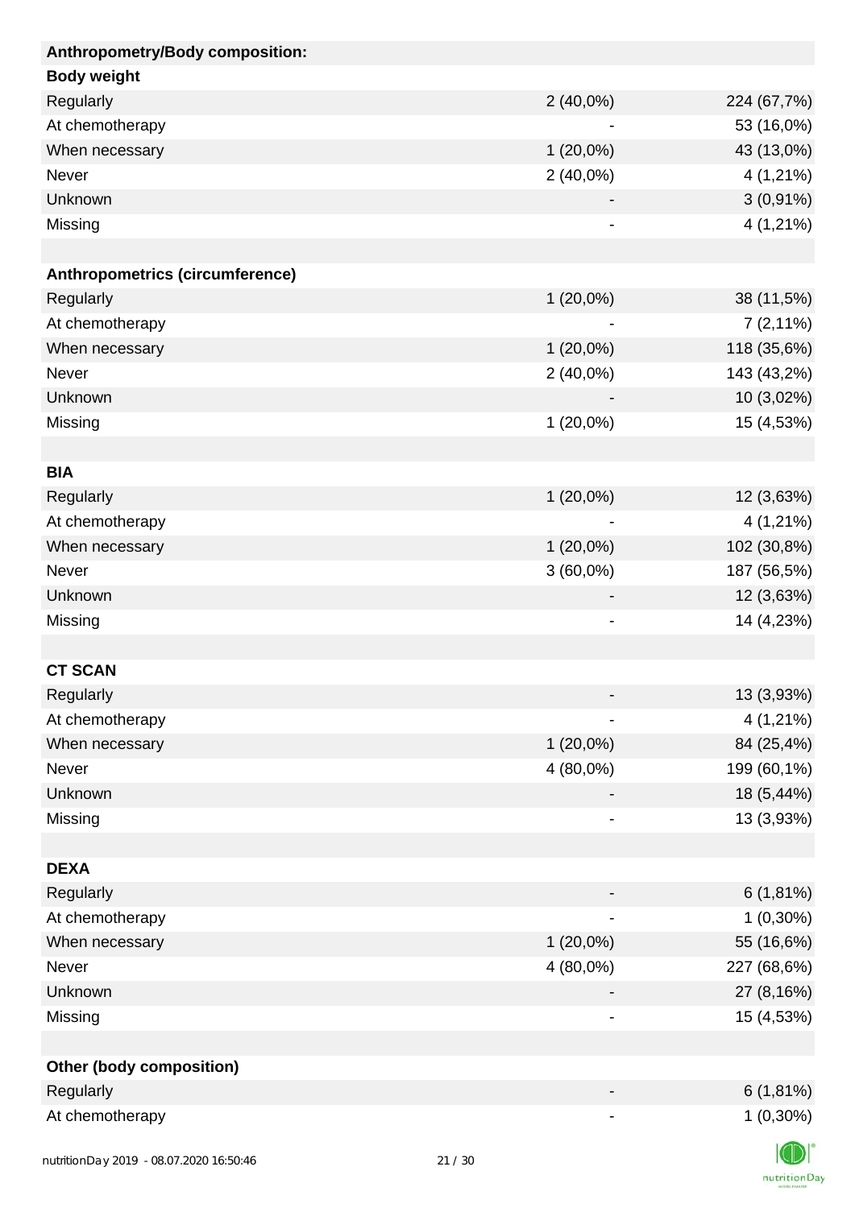| Anthropometry/Body composition: | | |
|---|---|---|
| **Body weight** | | |
| Regularly | 2 (40,0%) | 224 (67,7%) |
| At chemotherapy | - | 53 (16,0%) |
| When necessary | 1 (20,0%) | 43 (13,0%) |
| Never | 2 (40,0%) | 4 (1,21%) |
| Unknown | - | 3 (0,91%) |
| Missing | - | 4 (1,21%) |
| | | |
| **Anthropometrics (circumference)** | | |
| Regularly | 1 (20,0%) | 38 (11,5%) |
| At chemotherapy | - | 7 (2,11%) |
| When necessary | 1 (20,0%) | 118 (35,6%) |
| Never | 2 (40,0%) | 143 (43,2%) |
| Unknown | - | 10 (3,02%) |
| Missing | 1 (20,0%) | 15 (4,53%) |
| | | |
| **BIA** | | |
| Regularly | 1 (20,0%) | 12 (3,63%) |
| At chemotherapy | - | 4 (1,21%) |
| When necessary | 1 (20,0%) | 102 (30,8%) |
| Never | 3 (60,0%) | 187 (56,5%) |
| Unknown | - | 12 (3,63%) |
| Missing | - | 14 (4,23%) |
| | | |
| **CT SCAN** | | |
| Regularly | - | 13 (3,93%) |
| At chemotherapy | - | 4 (1,21%) |
| When necessary | 1 (20,0%) | 84 (25,4%) |
| Never | 4 (80,0%) | 199 (60,1%) |
| Unknown | - | 18 (5,44%) |
| Missing | - | 13 (3,93%) |
| | | |
| **DEXA** | | |
| Regularly | - | 6 (1,81%) |
| At chemotherapy | - | 1 (0,30%) |
| When necessary | 1 (20,0%) | 55 (16,6%) |
| Never | 4 (80,0%) | 227 (68,6%) |
| Unknown | - | 27 (8,16%) |
| Missing | - | 15 (4,53%) |
| | | |
| **Other (body composition)** | | |
| Regularly | - | 6 (1,81%) |
| At chemotherapy | - | 1 (0,30%) |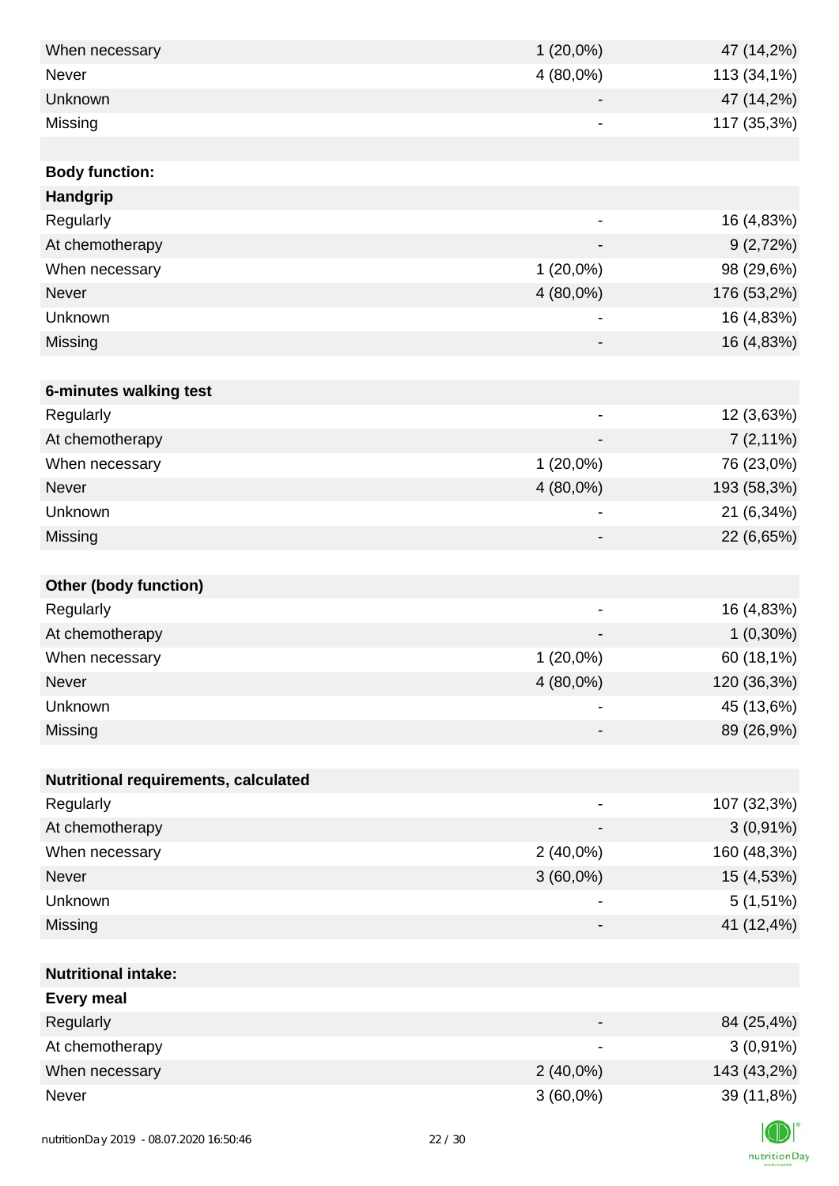| | | |
|---|---|---|
| When necessary | 1 (20,0%) | 47 (14,2%) |
| Never | 4 (80,0%) | 113 (34,1%) |
| Unknown | - | 47 (14,2%) |
| Missing | - | 117 (35,3%) |
| | | |
| **Body function:** | | |
| **Handgrip** | | |
| Regularly | - | 16 (4,83%) |
| At chemotherapy | - | 9 (2,72%) |
| When necessary | 1 (20,0%) | 98 (29,6%) |
| Never | 4 (80,0%) | 176 (53,2%) |
| Unknown | - | 16 (4,83%) |
| Missing | - | 16 (4,83%) |
| | | |
| **6-minutes walking test** | | |
| Regularly | - | 12 (3,63%) |
| At chemotherapy | - | 7 (2,11%) |
| When necessary | 1 (20,0%) | 76 (23,0%) |
| Never | 4 (80,0%) | 193 (58,3%) |
| Unknown | - | 21 (6,34%) |
| Missing | - | 22 (6,65%) |
| | | |
| **Other (body function)** | | |
| Regularly | - | 16 (4,83%) |
| At chemotherapy | - | 1 (0,30%) |
| When necessary | 1 (20,0%) | 60 (18,1%) |
| Never | 4 (80,0%) | 120 (36,3%) |
| Unknown | - | 45 (13,6%) |
| Missing | - | 89 (26,9%) |
| | | |
| **Nutritional requirements, calculated** | | |
| Regularly | - | 107 (32,3%) |
| At chemotherapy | - | 3 (0,91%) |
| When necessary | 2 (40,0%) | 160 (48,3%) |
| Never | 3 (60,0%) | 15 (4,53%) |
| Unknown | - | 5 (1,51%) |
| Missing | - | 41 (12,4%) |
| | | |
| **Nutritional intake:** | | |
| **Every meal** | | |
| Regularly | - | 84 (25,4%) |
| At chemotherapy | - | 3 (0,91%) |
| When necessary | 2 (40,0%) | 143 (43,2%) |
| Never | 3 (60,0%) | 39 (11,8%) |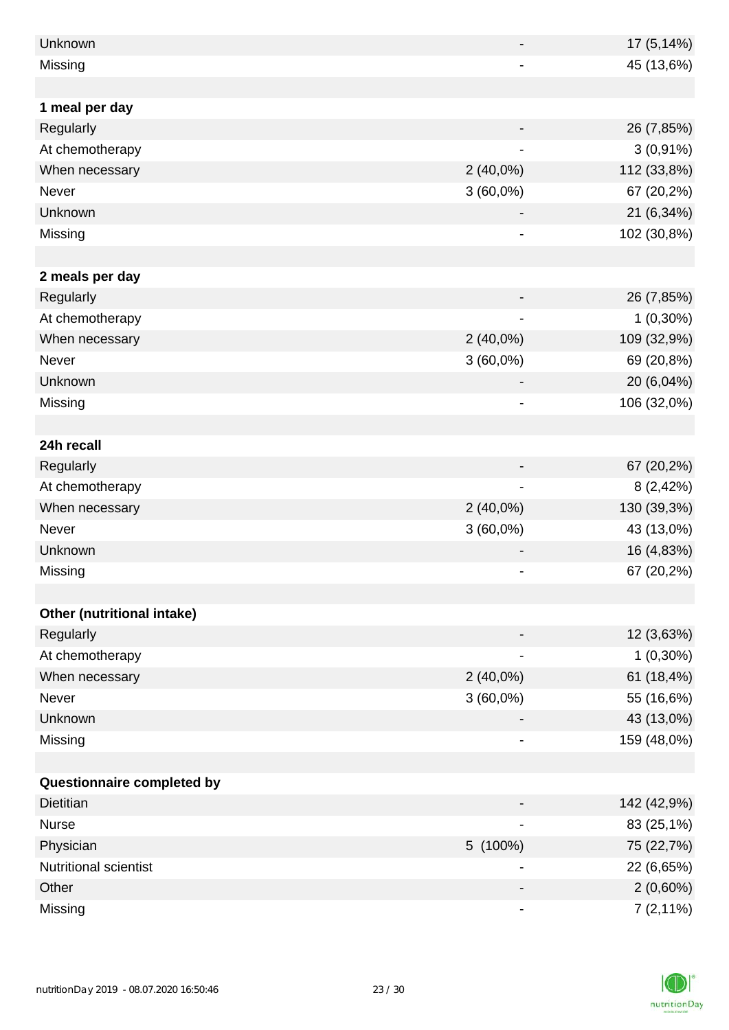| | | |
|---|---|---|
| Unknown | - | 17 (5,14%) |
| Missing | - | 45 (13,6%) |
| | | |
| **1 meal per day** | | |
| Regularly | - | 26 (7,85%) |
| At chemotherapy | - | 3 (0,91%) |
| When necessary | 2 (40,0%) | 112 (33,8%) |
| Never | 3 (60,0%) | 67 (20,2%) |
| Unknown | - | 21 (6,34%) |
| Missing | - | 102 (30,8%) |
| | | |
| **2 meals per day** | | |
| Regularly | - | 26 (7,85%) |
| At chemotherapy | - | 1 (0,30%) |
| When necessary | 2 (40,0%) | 109 (32,9%) |
| Never | 3 (60,0%) | 69 (20,8%) |
| Unknown | - | 20 (6,04%) |
| Missing | - | 106 (32,0%) |
| | | |
| **24h recall** | | |
| Regularly | - | 67 (20,2%) |
| At chemotherapy | - | 8 (2,42%) |
| When necessary | 2 (40,0%) | 130 (39,3%) |
| Never | 3 (60,0%) | 43 (13,0%) |
| Unknown | - | 16 (4,83%) |
| Missing | - | 67 (20,2%) |
| | | |
| **Other (nutritional intake)** | | |
| Regularly | - | 12 (3,63%) |
| At chemotherapy | - | 1 (0,30%) |
| When necessary | 2 (40,0%) | 61 (18,4%) |
| Never | 3 (60,0%) | 55 (16,6%) |
| Unknown | - | 43 (13,0%) |
| Missing | - | 159 (48,0%) |
| | | |
| **Questionnaire completed by** | | |
| Dietitian | - | 142 (42,9%) |
| Nurse | - | 83 (25,1%) |
| Physician | 5 (100%) | 75 (22,7%) |
| Nutritional scientist | - | 22 (6,65%) |
| Other | - | 2 (0,60%) |
| Missing | - | 7 (2,11%) |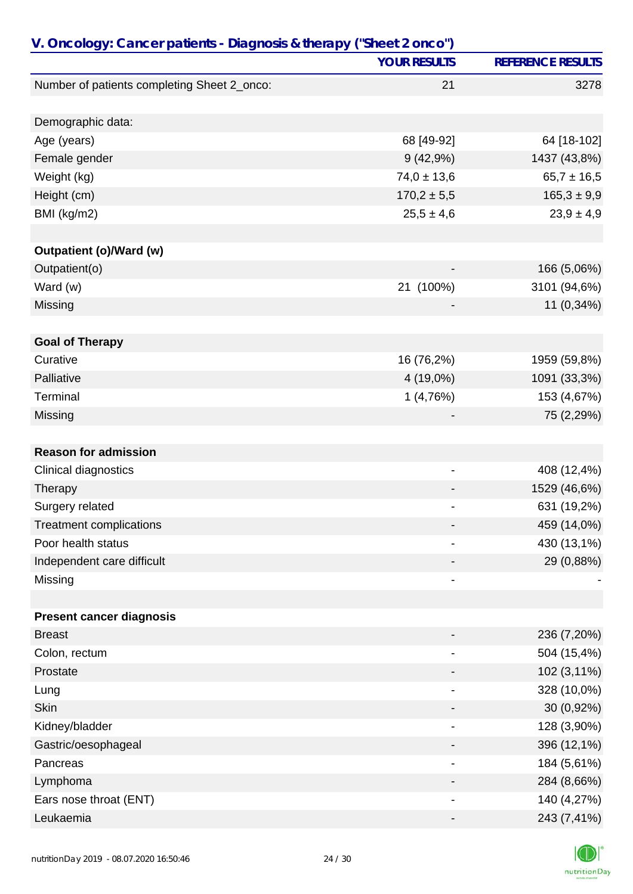## V. Oncology: Cancer patients - Diagnosis & therapy ("Sheet 2 onco")

| | YOUR RESULTS | REFERENCE RESULTS |
|---|---|---|
| Number of patients completing Sheet 2_onco: | 21 | 3278 |
| | | |
| Demographic data: | | |
| Age (years) | 68 [49-92] | 64 [18-102] |
| Female gender | 9 (42,9%) | 1437 (43,8%) |
| Weight (kg) | 74,0 ± 13,6 | 65,7 ± 16,5 |
| Height (cm) | 170,2 ± 5,5 | 165,3 ± 9,9 |
| BMI (kg/m2) | 25,5 ± 4,6 | 23,9 ± 4,9 |
| | | |
| **Outpatient (o)/Ward (w)** | | |
| Outpatient(o) | - | 166 (5,06%) |
| Ward (w) | 21 (100%) | 3101 (94,6%) |
| Missing | - | 11 (0,34%) |
| | | |
| **Goal of Therapy** | | |
| Curative | 16 (76,2%) | 1959 (59,8%) |
| Palliative | 4 (19,0%) | 1091 (33,3%) |
| Terminal | 1 (4,76%) | 153 (4,67%) |
| Missing | - | 75 (2,29%) |
| | | |
| **Reason for admission** | | |
| Clinical diagnostics | - | 408 (12,4%) |
| Therapy | - | 1529 (46,6%) |
| Surgery related | - | 631 (19,2%) |
| Treatment complications | - | 459 (14,0%) |
| Poor health status | - | 430 (13,1%) |
| Independent care difficult | - | 29 (0,88%) |
| Missing | - | - |
| | | |
| **Present cancer diagnosis** | | |
| Breast | - | 236 (7,20%) |
| Colon, rectum | - | 504 (15,4%) |
| Prostate | - | 102 (3,11%) |
| Lung | - | 328 (10,0%) |
| Skin | - | 30 (0,92%) |
| Kidney/bladder | - | 128 (3,90%) |
| Gastric/oesophageal | - | 396 (12,1%) |
| Pancreas | - | 184 (5,61%) |
| Lymphoma | - | 284 (8,66%) |
| Ears nose throat (ENT) | - | 140 (4,27%) |
| Leukaemia | - | 243 (7,41%) |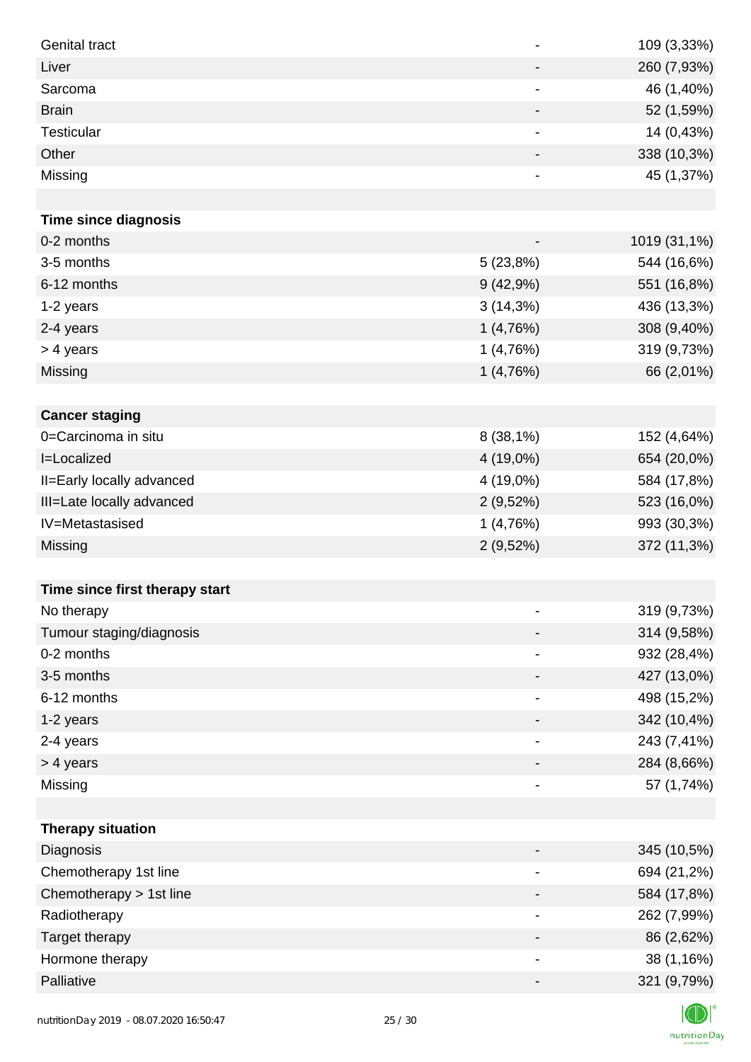| | | |
|---|---|---|
| Genital tract | - | 109 (3,33%) |
| Liver | - | 260 (7,93%) |
| Sarcoma | - | 46 (1,40%) |
| Brain | - | 52 (1,59%) |
| Testicular | - | 14 (0,43%) |
| Other | - | 338 (10,3%) |
| Missing | - | 45 (1,37%) |
| | | |
| **Time since diagnosis** | | |
| 0-2 months | - | 1019 (31,1%) |
| 3-5 months | 5 (23,8%) | 544 (16,6%) |
| 6-12 months | 9 (42,9%) | 551 (16,8%) |
| 1-2 years | 3 (14,3%) | 436 (13,3%) |
| 2-4 years | 1 (4,76%) | 308 (9,40%) |
| > 4 years | 1 (4,76%) | 319 (9,73%) |
| Missing | 1 (4,76%) | 66 (2,01%) |
| | | |
| **Cancer staging** | | |
| 0=Carcinoma in situ | 8 (38,1%) | 152 (4,64%) |
| I=Localized | 4 (19,0%) | 654 (20,0%) |
| II=Early locally advanced | 4 (19,0%) | 584 (17,8%) |
| III=Late locally advanced | 2 (9,52%) | 523 (16,0%) |
| IV=Metastasised | 1 (4,76%) | 993 (30,3%) |
| Missing | 2 (9,52%) | 372 (11,3%) |
| | | |
| **Time since first therapy start** | | |
| No therapy | - | 319 (9,73%) |
| Tumour staging/diagnosis | - | 314 (9,58%) |
| 0-2 months | - | 932 (28,4%) |
| 3-5 months | - | 427 (13,0%) |
| 6-12 months | - | 498 (15,2%) |
| 1-2 years | - | 342 (10,4%) |
| 2-4 years | - | 243 (7,41%) |
| > 4 years | - | 284 (8,66%) |
| Missing | - | 57 (1,74%) |
| | | |
| **Therapy situation** | | |
| Diagnosis | - | 345 (10,5%) |
| Chemotherapy 1st line | - | 694 (21,2%) |
| Chemotherapy > 1st line | - | 584 (17,8%) |
| Radiotherapy | - | 262 (7,99%) |
| Target therapy | - | 86 (2,62%) |
| Hormone therapy | - | 38 (1,16%) |
| Palliative | - | 321 (9,79%) |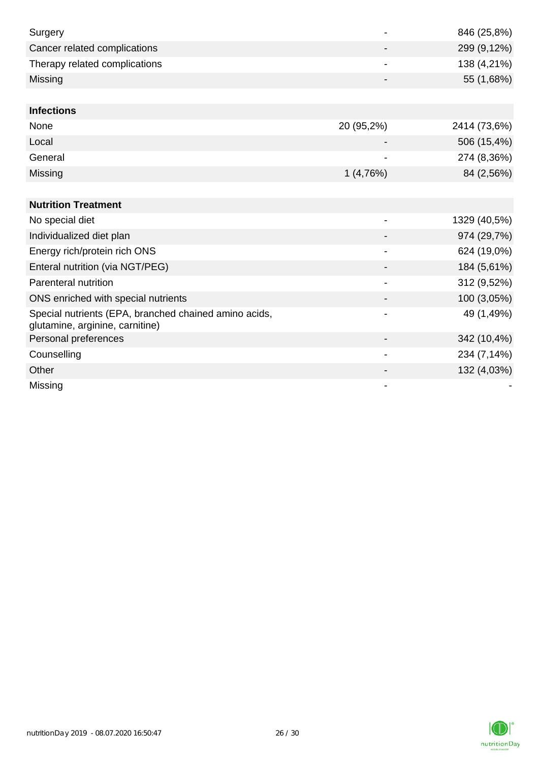| | | |
|---|---|---|
| Surgery | - | 846 (25,8%) |
| Cancer related complications | - | 299 (9,12%) |
| Therapy related complications | - | 138 (4,21%) |
| Missing | - | 55 (1,68%) |
| | | |
| **Infections** | | |
| None | 20 (95,2%) | 2414 (73,6%) |
| Local | - | 506 (15,4%) |
| General | - | 274 (8,36%) |
| Missing | 1 (4,76%) | 84 (2,56%) |
| | | |
| **Nutrition Treatment** | | |
| No special diet | - | 1329 (40,5%) |
| Individualized diet plan | - | 974 (29,7%) |
| Energy rich/protein rich ONS | - | 624 (19,0%) |
| Enteral nutrition (via NGT/PEG) | - | 184 (5,61%) |
| Parenteral nutrition | - | 312 (9,52%) |
| ONS enriched with special nutrients | - | 100 (3,05%) |
| Special nutrients (EPA, branched chained amino acids, glutamine, arginine, carnitine) | - | 49 (1,49%) |
| Personal preferences | - | 342 (10,4%) |
| Counselling | - | 234 (7,14%) |
| Other | - | 132 (4,03%) |
| Missing | - | - |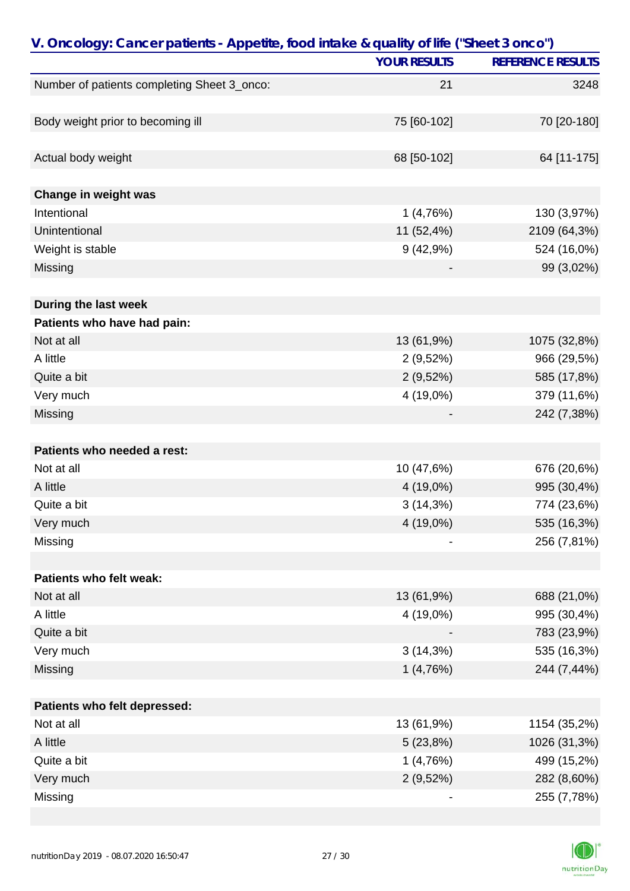## V. Oncology: Cancer patients - Appetite, food intake & quality of life ("Sheet 3 onco")

| | YOUR RESULTS | REFERENCE RESULTS |
|---|---|---|
| Number of patients completing Sheet 3_onco: | 21 | 3248 |
| | | |
| Body weight prior to becoming ill | 75 [60-102] | 70 [20-180] |
| | | |
| Actual body weight | 68 [50-102] | 64 [11-175] |
| | | |
| **Change in weight was** | | |
| Intentional | 1 (4,76%) | 130 (3,97%) |
| Unintentional | 11 (52,4%) | 2109 (64,3%) |
| Weight is stable | 9 (42,9%) | 524 (16,0%) |
| Missing | - | 99 (3,02%) |
| | | |
| **During the last week** | | |
| **Patients who have had pain:** | | |
| Not at all | 13 (61,9%) | 1075 (32,8%) |
| A little | 2 (9,52%) | 966 (29,5%) |
| Quite a bit | 2 (9,52%) | 585 (17,8%) |
| Very much | 4 (19,0%) | 379 (11,6%) |
| Missing | - | 242 (7,38%) |
| | | |
| **Patients who needed a rest:** | | |
| Not at all | 10 (47,6%) | 676 (20,6%) |
| A little | 4 (19,0%) | 995 (30,4%) |
| Quite a bit | 3 (14,3%) | 774 (23,6%) |
| Very much | 4 (19,0%) | 535 (16,3%) |
| Missing | - | 256 (7,81%) |
| | | |
| **Patients who felt weak:** | | |
| Not at all | 13 (61,9%) | 688 (21,0%) |
| A little | 4 (19,0%) | 995 (30,4%) |
| Quite a bit | - | 783 (23,9%) |
| Very much | 3 (14,3%) | 535 (16,3%) |
| Missing | 1 (4,76%) | 244 (7,44%) |
| | | |
| **Patients who felt depressed:** | | |
| Not at all | 13 (61,9%) | 1154 (35,2%) |
| A little | 5 (23,8%) | 1026 (31,3%) |
| Quite a bit | 1 (4,76%) | 499 (15,2%) |
| Very much | 2 (9,52%) | 282 (8,60%) |
| Missing | - | 255 (7,78%) |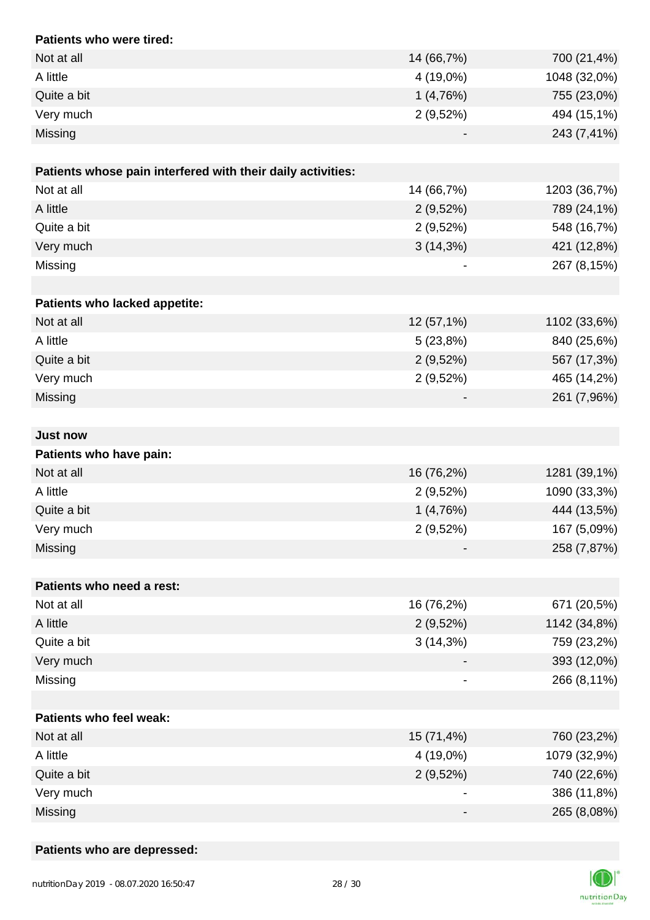| **Patients who were tired:** | | |
|---|---|---|
| Not at all | 14 (66,7%) | 700 (21,4%) |
| A little | 4 (19,0%) | 1048 (32,0%) |
| Quite a bit | 1 (4,76%) | 755 (23,0%) |
| Very much | 2 (9,52%) | 494 (15,1%) |
| Missing | - | 243 (7,41%) |

| **Patients whose pain interfered with their daily activities:** | | |
|---|---|---|
| Not at all | 14 (66,7%) | 1203 (36,7%) |
| A little | 2 (9,52%) | 789 (24,1%) |
| Quite a bit | 2 (9,52%) | 548 (16,7%) |
| Very much | 3 (14,3%) | 421 (12,8%) |
| Missing | - | 267 (8,15%) |

| **Patients who lacked appetite:** | | |
|---|---|---|
| Not at all | 12 (57,1%) | 1102 (33,6%) |
| A little | 5 (23,8%) | 840 (25,6%) |
| Quite a bit | 2 (9,52%) | 567 (17,3%) |
| Very much | 2 (9,52%) | 465 (14,2%) |
| Missing | - | 261 (7,96%) |

**Just now**

| **Patients who have pain:** | | |
|---|---|---|
| Not at all | 16 (76,2%) | 1281 (39,1%) |
| A little | 2 (9,52%) | 1090 (33,3%) |
| Quite a bit | 1 (4,76%) | 444 (13,5%) |
| Very much | 2 (9,52%) | 167 (5,09%) |
| Missing | - | 258 (7,87%) |

| **Patients who need a rest:** | | |
|---|---|---|
| Not at all | 16 (76,2%) | 671 (20,5%) |
| A little | 2 (9,52%) | 1142 (34,8%) |
| Quite a bit | 3 (14,3%) | 759 (23,2%) |
| Very much | - | 393 (12,0%) |
| Missing | - | 266 (8,11%) |

| **Patients who feel weak:** | | |
|---|---|---|
| Not at all | 15 (71,4%) | 760 (23,2%) |
| A little | 4 (19,0%) | 1079 (32,9%) |
| Quite a bit | 2 (9,52%) | 740 (22,6%) |
| Very much | - | 386 (11,8%) |
| Missing | - | 265 (8,08%) |

**Patients who are depressed:**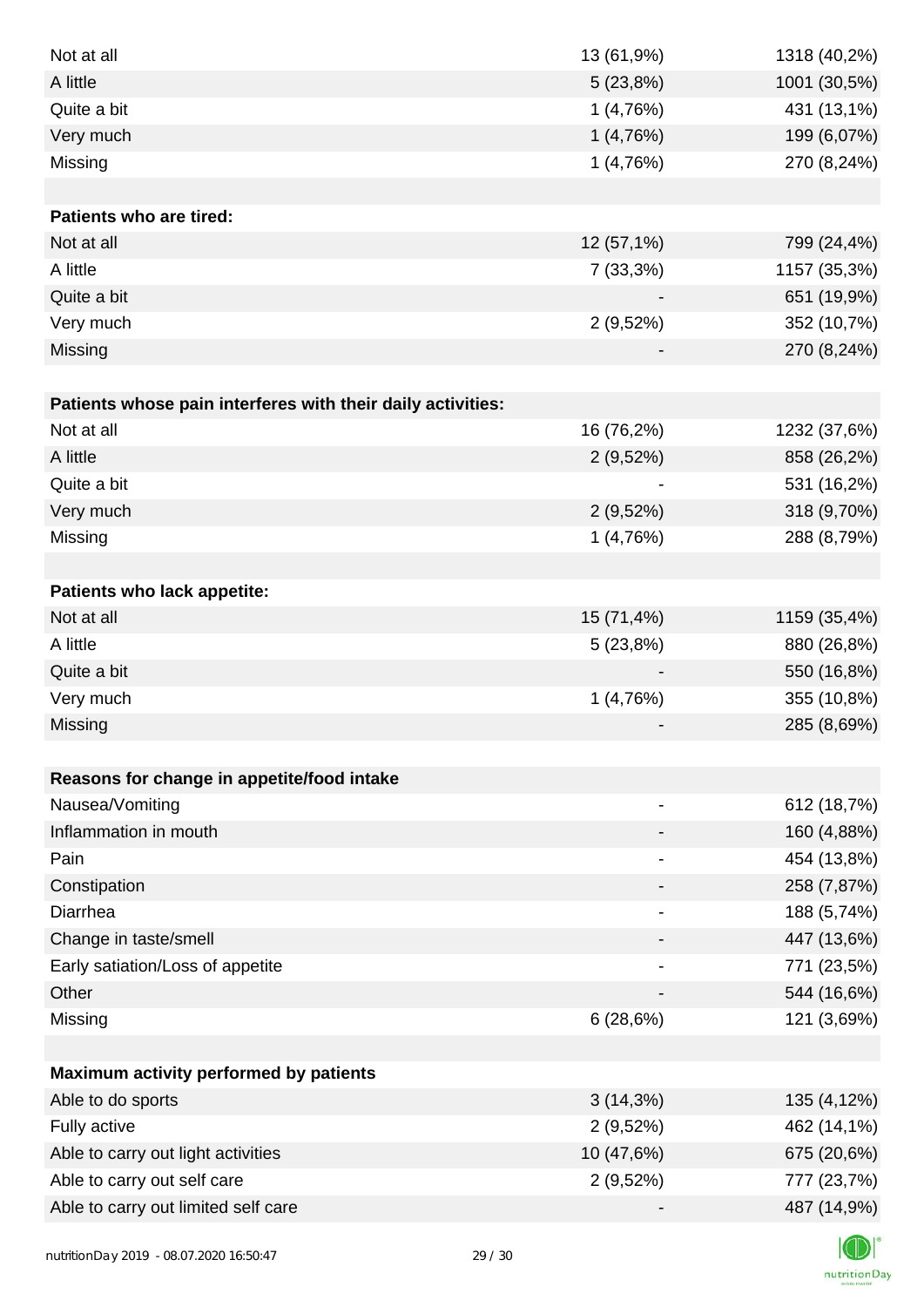| | | |
|---|---|---|
| Not at all | 13 (61,9%) | 1318 (40,2%) |
| A little | 5 (23,8%) | 1001 (30,5%) |
| Quite a bit | 1 (4,76%) | 431 (13,1%) |
| Very much | 1 (4,76%) | 199 (6,07%) |
| Missing | 1 (4,76%) | 270 (8,24%) |
| | | |
| **Patients who are tired:** | | |
| Not at all | 12 (57,1%) | 799 (24,4%) |
| A little | 7 (33,3%) | 1157 (35,3%) |
| Quite a bit | - | 651 (19,9%) |
| Very much | 2 (9,52%) | 352 (10,7%) |
| Missing | - | 270 (8,24%) |
| | | |
| **Patients whose pain interferes with their daily activities:** | | |
| Not at all | 16 (76,2%) | 1232 (37,6%) |
| A little | 2 (9,52%) | 858 (26,2%) |
| Quite a bit | - | 531 (16,2%) |
| Very much | 2 (9,52%) | 318 (9,70%) |
| Missing | 1 (4,76%) | 288 (8,79%) |
| | | |
| **Patients who lack appetite:** | | |
| Not at all | 15 (71,4%) | 1159 (35,4%) |
| A little | 5 (23,8%) | 880 (26,8%) |
| Quite a bit | - | 550 (16,8%) |
| Very much | 1 (4,76%) | 355 (10,8%) |
| Missing | - | 285 (8,69%) |
| | | |
| **Reasons for change in appetite/food intake** | | |
| Nausea/Vomiting | - | 612 (18,7%) |
| Inflammation in mouth | - | 160 (4,88%) |
| Pain | - | 454 (13,8%) |
| Constipation | - | 258 (7,87%) |
| Diarrhea | - | 188 (5,74%) |
| Change in taste/smell | - | 447 (13,6%) |
| Early satiation/Loss of appetite | - | 771 (23,5%) |
| Other | - | 544 (16,6%) |
| Missing | 6 (28,6%) | 121 (3,69%) |
| | | |
| **Maximum activity performed by patients** | | |
| Able to do sports | 3 (14,3%) | 135 (4,12%) |
| Fully active | 2 (9,52%) | 462 (14,1%) |
| Able to carry out light activities | 10 (47,6%) | 675 (20,6%) |
| Able to carry out self care | 2 (9,52%) | 777 (23,7%) |
| Able to carry out limited self care | - | 487 (14,9%) |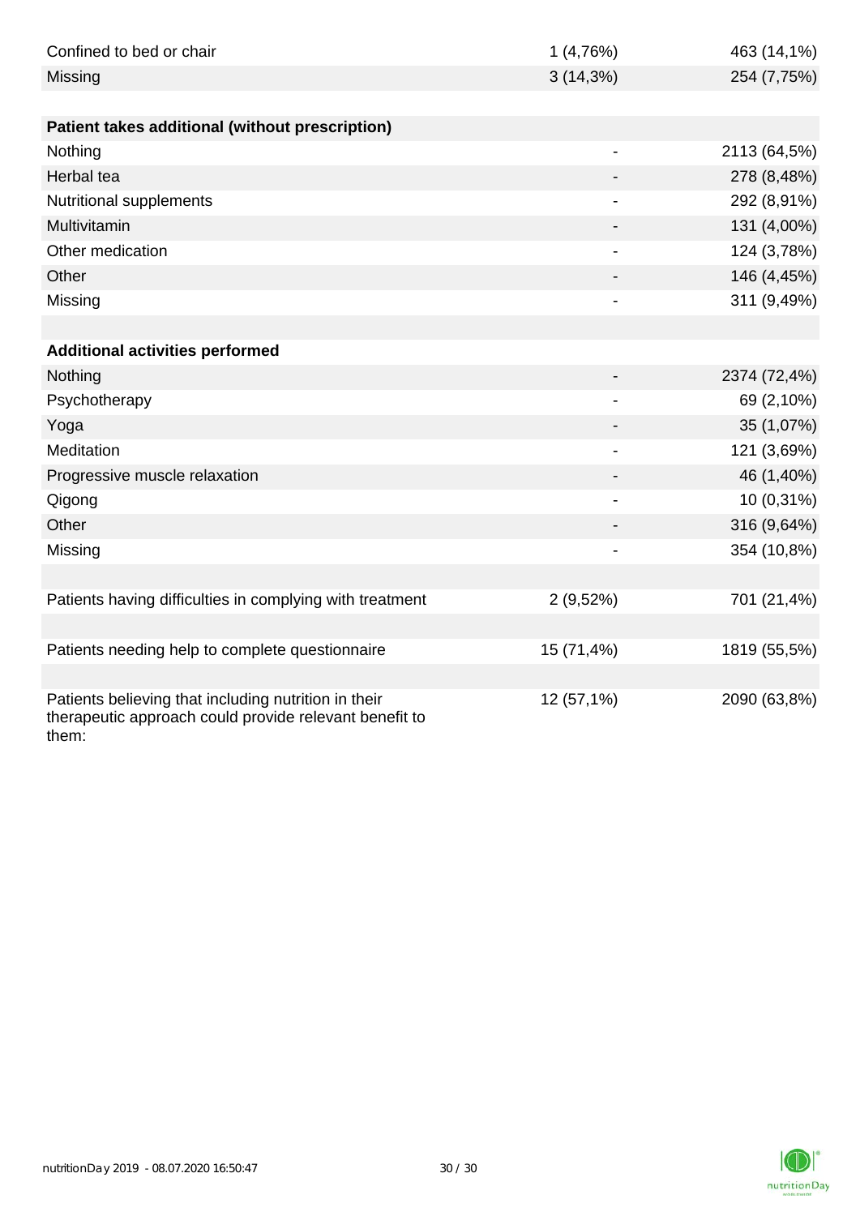| | | |
|---|---|---|
| Confined to bed or chair | 1 (4,76%) | 463 (14,1%) |
| Missing | 3 (14,3%) | 254 (7,75%) |
| | | |
| **Patient takes additional (without prescription)** | | |
| Nothing | - | 2113 (64,5%) |
| Herbal tea | - | 278 (8,48%) |
| Nutritional supplements | - | 292 (8,91%) |
| Multivitamin | - | 131 (4,00%) |
| Other medication | - | 124 (3,78%) |
| Other | - | 146 (4,45%) |
| Missing | - | 311 (9,49%) |
| | | |
| **Additional activities performed** | | |
| Nothing | - | 2374 (72,4%) |
| Psychotherapy | - | 69 (2,10%) |
| Yoga | - | 35 (1,07%) |
| Meditation | - | 121 (3,69%) |
| Progressive muscle relaxation | - | 46 (1,40%) |
| Qigong | - | 10 (0,31%) |
| Other | - | 316 (9,64%) |
| Missing | - | 354 (10,8%) |
| | | |
| Patients having difficulties in complying with treatment | 2 (9,52%) | 701 (21,4%) |
| | | |
| Patients needing help to complete questionnaire | 15 (71,4%) | 1819 (55,5%) |
| | | |
| Patients believing that including nutrition in their therapeutic approach could provide relevant benefit to them: | 12 (57,1%) | 2090 (63,8%) |